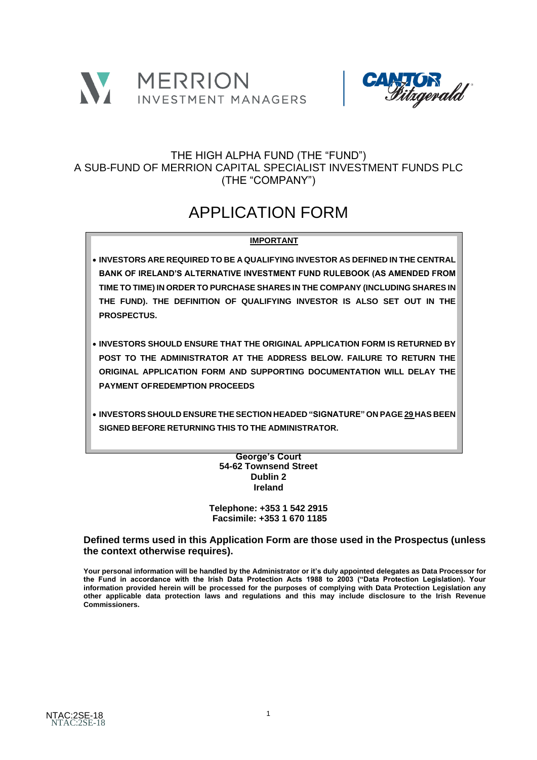MERRION INVESTMENT MANAGERS

CANTOR Fitzgerald

THE HIGH ALPHA FUND (THE "FUND")
A SUB-FUND OF MERRION CAPITAL SPECIALIST INVESTMENT FUNDS PLC
(THE "COMPANY")

# APPLICATION FORM

**IMPORTANT**

- **INVESTORS ARE REQUIRED TO BE A QUALIFYING INVESTOR AS DEFINED IN THE CENTRAL BANK OF IRELAND'S ALTERNATIVE INVESTMENT FUND RULEBOOK (AS AMENDED FROM TIME TO TIME) IN ORDER TO PURCHASE SHARES IN THE COMPANY (INCLUDING SHARES IN THE FUND). THE DEFINITION OF QUALIFYING INVESTOR IS ALSO SET OUT IN THE PROSPECTUS.**

- **INVESTORS SHOULD ENSURE THAT THE ORIGINAL APPLICATION FORM IS RETURNED BY POST TO THE ADMINISTRATOR AT THE ADDRESS BELOW. FAILURE TO RETURN THE ORIGINAL APPLICATION FORM AND SUPPORTING DOCUMENTATION WILL DELAY THE PAYMENT OFREDEMPTION PROCEEDS**

- **INVESTORS SHOULD ENSURE THE SECTION HEADED "SIGNATURE" ON PAGE 29 HAS BEEN SIGNED BEFORE RETURNING THIS TO THE ADMINISTRATOR.**

**George's Court**
**54-62 Townsend Street**
**Dublin 2**
**Ireland**

**Telephone: +353 1 542 2915**
**Facsimile: +353 1 670 1185**

**Defined terms used in this Application Form are those used in the Prospectus (unless the context otherwise requires).**

**Your personal information will be handled by the Administrator or it's duly appointed delegates as Data Processor for the Fund in accordance with the Irish Data Protection Acts 1988 to 2003 ("Data Protection Legislation). Your information provided herein will be processed for the purposes of complying with Data Protection Legislation any other applicable data protection laws and regulations and this may include disclosure to the Irish Revenue Commissioners.**

NTAC:2SE-18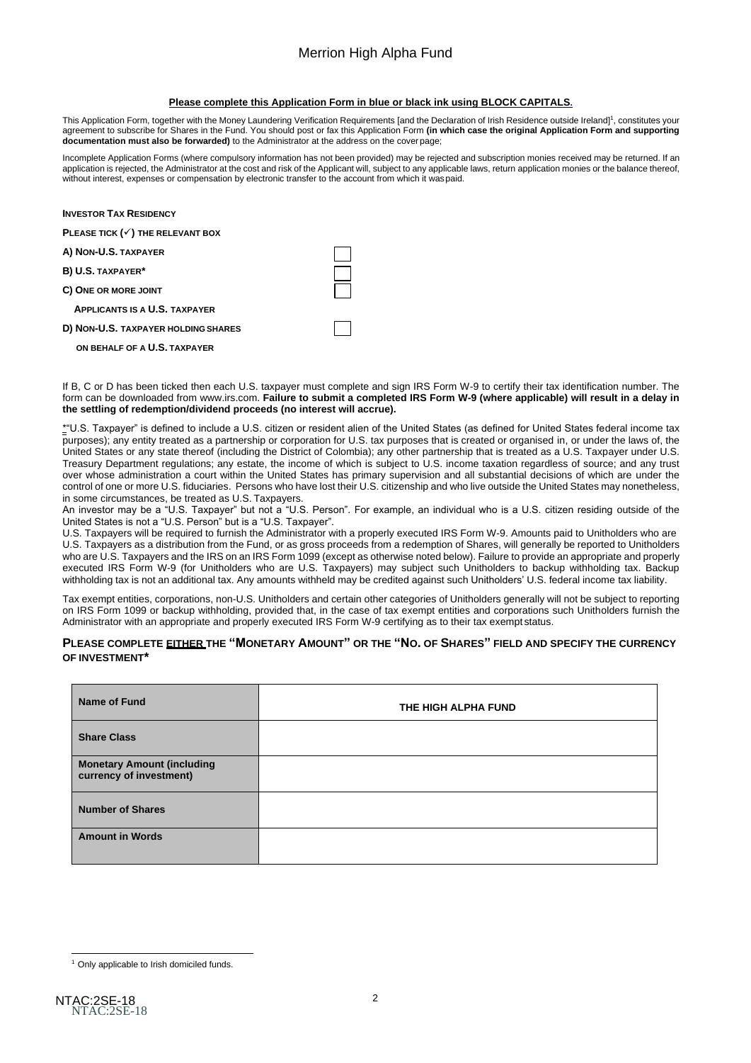**Please complete this Application Form in blue or black ink using BLOCK CAPITALS.**

This Application Form, together with the Money Laundering Verification Requirements [and the Declaration of Irish Residence outside Ireland][1], constitutes your agreement to subscribe for Shares in the Fund. You should post or fax this Application Form **(in which case the original Application Form and supporting documentation must also be forwarded)** to the Administrator at the address on the cover page;

Incomplete Application Forms (where compulsory information has not been provided) may be rejected and subscription monies received may be returned. If an application is rejected, the Administrator at the cost and risk of the Applicant will, subject to any applicable laws, return application monies or the balance thereof, without interest, expenses or compensation by electronic transfer to the account from which it was paid.

**INVESTOR TAX RESIDENCY**

**PLEASE TICK (✓) THE RELEVANT BOX**

| | |
|---|---|
| **A) NON-U.S. TAXPAYER** | ☐ |
| **B) U.S. TAXPAYER*** | ☐ |
| **C) ONE OR MORE JOINT APPLICANTS IS A U.S. TAXPAYER** | ☐ |
| **D) NON-U.S. TAXPAYER HOLDING SHARES ON BEHALF OF A U.S. TAXPAYER** | ☐ |

If B, C or D has been ticked then each U.S. taxpayer must complete and sign IRS Form W-9 to certify their tax identification number. The form can be downloaded from www.irs.com. **Failure to submit a completed IRS Form W-9 (where applicable) will result in a delay in the settling of redemption/dividend proceeds (no interest will accrue).**

*"U.S. Taxpayer" is defined to include a U.S. citizen or resident alien of the United States (as defined for United States federal income tax purposes); any entity treated as a partnership or corporation for U.S. tax purposes that is created or organised in, or under the laws of, the United States or any state thereof (including the District of Colombia); any other partnership that is treated as a U.S. Taxpayer under U.S. Treasury Department regulations; any estate, the income of which is subject to U.S. income taxation regardless of source; and any trust over whose administration a court within the United States has primary supervision and all substantial decisions of which are under the control of one or more U.S. fiduciaries. Persons who have lost their U.S. citizenship and who live outside the United States may nonetheless, in some circumstances, be treated as U.S. Taxpayers.

An investor may be a "U.S. Taxpayer" but not a "U.S. Person". For example, an individual who is a U.S. citizen residing outside of the United States is not a "U.S. Person" but is a "U.S. Taxpayer".

U.S. Taxpayers will be required to furnish the Administrator with a properly executed IRS Form W-9. Amounts paid to Unitholders who are U.S. Taxpayers as a distribution from the Fund, or as gross proceeds from a redemption of Shares, will generally be reported to Unitholders who are U.S. Taxpayers and the IRS on an IRS Form 1099 (except as otherwise noted below). Failure to provide an appropriate and properly executed IRS Form W-9 (for Unitholders who are U.S. Taxpayers) may subject such Unitholders to backup withholding tax. Backup withholding tax is not an additional tax. Any amounts withheld may be credited against such Unitholders' U.S. federal income tax liability.

Tax exempt entities, corporations, non-U.S. Unitholders and certain other categories of Unitholders generally will not be subject to reporting on IRS Form 1099 or backup withholding, provided that, in the case of tax exempt entities and corporations such Unitholders furnish the Administrator with an appropriate and properly executed IRS Form W-9 certifying as to their tax exempt status.

### PLEASE COMPLETE EITHER THE "MONETARY AMOUNT" OR THE "NO. OF SHARES" FIELD AND SPECIFY THE CURRENCY OF INVESTMENT*

| | |
|---|---|
| **Name of Fund** | **THE HIGH ALPHA FUND** |
| **Share Class** | |
| **Monetary Amount (including currency of investment)** | |
| **Number of Shares** | |
| **Amount in Words** | |

[1] Only applicable to Irish domiciled funds.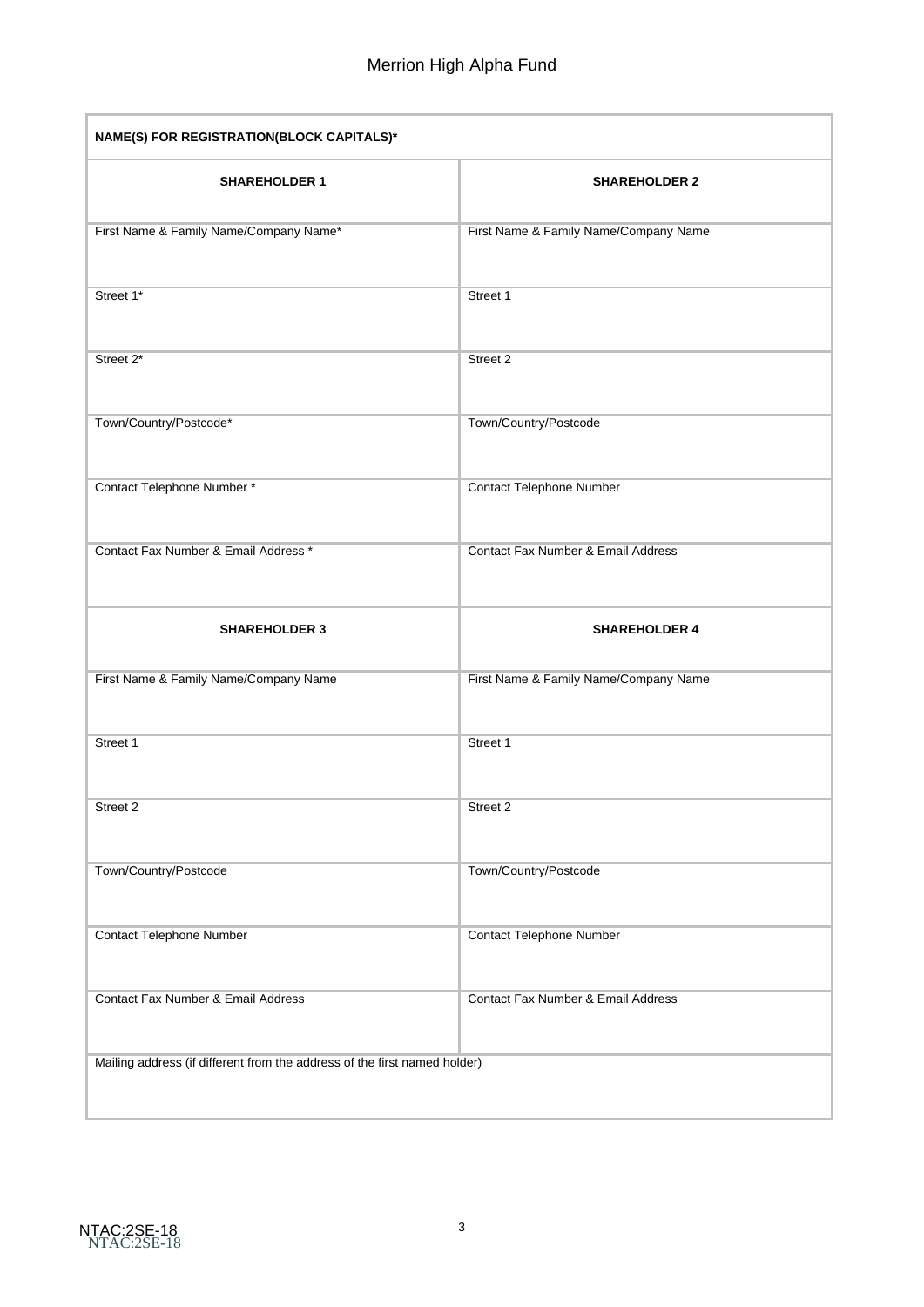| NAME(S) FOR REGISTRATION(BLOCK CAPITALS)* | |
|---|---|
| **SHAREHOLDER 1** | **SHAREHOLDER 2** |
| First Name & Family Name/Company Name* | First Name & Family Name/Company Name |
| Street 1* | Street 1 |
| Street 2* | Street 2 |
| Town/Country/Postcode* | Town/Country/Postcode |
| Contact Telephone Number * | Contact Telephone Number |
| Contact Fax Number & Email Address * | Contact Fax Number & Email Address |
| **SHAREHOLDER 3** | **SHAREHOLDER 4** |
| First Name & Family Name/Company Name | First Name & Family Name/Company Name |
| Street 1 | Street 1 |
| Street 2 | Street 2 |
| Town/Country/Postcode | Town/Country/Postcode |
| Contact Telephone Number | Contact Telephone Number |
| Contact Fax Number & Email Address | Contact Fax Number & Email Address |
| Mailing address (if different from the address of the first named holder) | |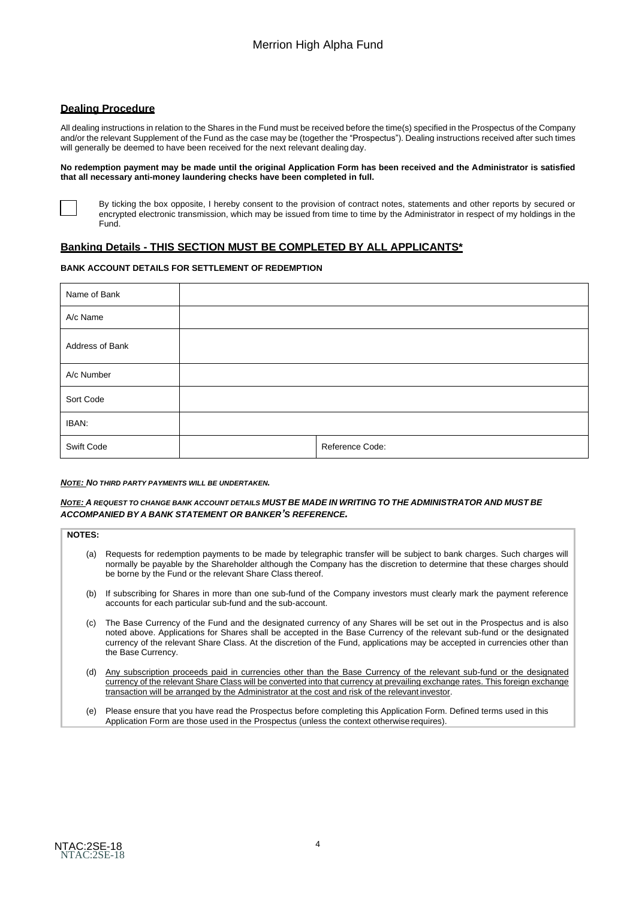## Dealing Procedure

All dealing instructions in relation to the Shares in the Fund must be received before the time(s) specified in the Prospectus of the Company and/or the relevant Supplement of the Fund as the case may be (together the "Prospectus"). Dealing instructions received after such times will generally be deemed to have been received for the next relevant dealing day.

**No redemption payment may be made until the original Application Form has been received and the Administrator is satisfied that all necessary anti-money laundering checks have been completed in full.**

☐ By ticking the box opposite, I hereby consent to the provision of contract notes, statements and other reports by secured or encrypted electronic transmission, which may be issued from time to time by the Administrator in respect of my holdings in the Fund.

## Banking Details - THIS SECTION MUST BE COMPLETED BY ALL APPLICANTS*

**BANK ACCOUNT DETAILS FOR SETTLEMENT OF REDEMPTION**

| | | |
|---|---|---|
| Name of Bank | | |
| A/c Name | | |
| Address of Bank | | |
| A/c Number | | |
| Sort Code | | |
| IBAN: | | |
| Swift Code | | Reference Code: |

***NOTE: NO THIRD PARTY PAYMENTS WILL BE UNDERTAKEN.***

***NOTE: A REQUEST TO CHANGE BANK ACCOUNT DETAILS MUST BE MADE IN WRITING TO THE ADMINISTRATOR AND MUST BE ACCOMPANIED BY A BANK STATEMENT OR BANKER'S REFERENCE.***

**NOTES:**

(a) Requests for redemption payments to be made by telegraphic transfer will be subject to bank charges. Such charges will normally be payable by the Shareholder although the Company has the discretion to determine that these charges should be borne by the Fund or the relevant Share Class thereof.

(b) If subscribing for Shares in more than one sub-fund of the Company investors must clearly mark the payment reference accounts for each particular sub-fund and the sub-account.

(c) The Base Currency of the Fund and the designated currency of any Shares will be set out in the Prospectus and is also noted above. Applications for Shares shall be accepted in the Base Currency of the relevant sub-fund or the designated currency of the relevant Share Class. At the discretion of the Fund, applications may be accepted in currencies other than the Base Currency.

(d) <u>Any subscription proceeds paid in currencies other than the Base Currency of the relevant sub-fund or the designated currency of the relevant Share Class will be converted into that currency at prevailing exchange rates. This foreign exchange transaction will be arranged by the Administrator at the cost and risk of the relevant investor</u>.

(e) Please ensure that you have read the Prospectus before completing this Application Form. Defined terms used in this Application Form are those used in the Prospectus (unless the context otherwise requires).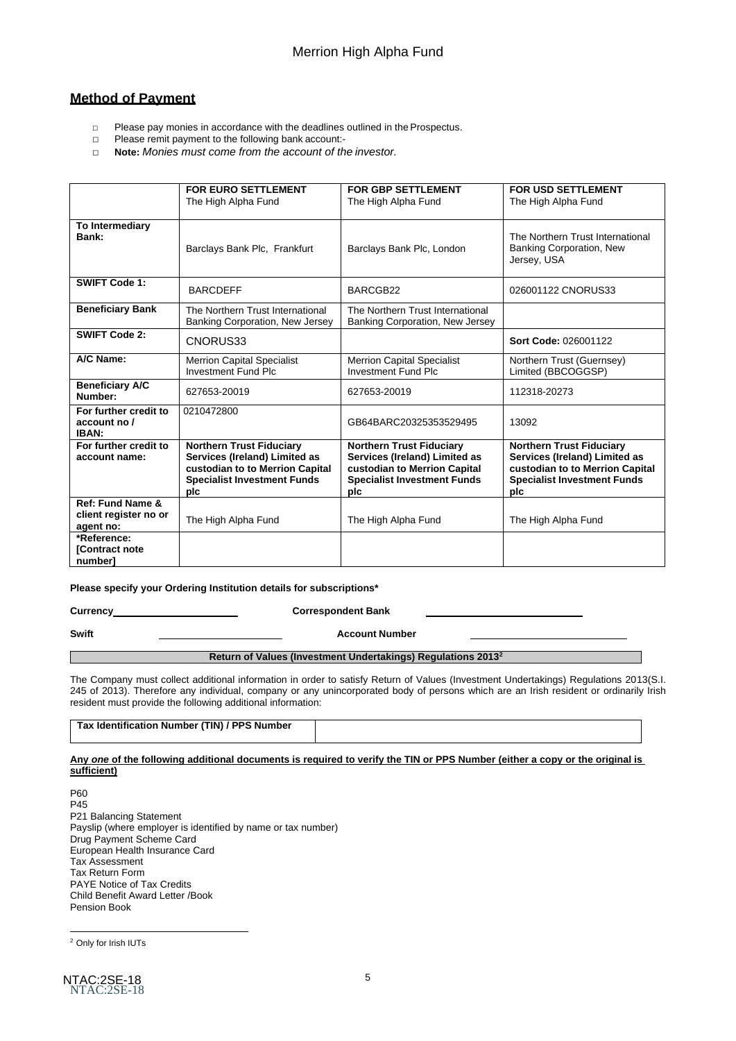## Method of Payment

- Please pay monies in accordance with the deadlines outlined in the Prospectus.
- Please remit payment to the following bank account:-
- **Note:** *Monies must come from the account of the investor.*

| | **FOR EURO SETTLEMENT** The High Alpha Fund | **FOR GBP SETTLEMENT** The High Alpha Fund | **FOR USD SETTLEMENT** The High Alpha Fund |
|---|---|---|---|
| **To Intermediary Bank:** | Barclays Bank Plc, Frankfurt | Barclays Bank Plc, London | The Northern Trust International Banking Corporation, New Jersey, USA |
| **SWIFT Code 1:** | BARCDEFF | BARCGB22 | 026001122 CNORUS33 |
| **Beneficiary Bank** | The Northern Trust International Banking Corporation, New Jersey | The Northern Trust International Banking Corporation, New Jersey | |
| **SWIFT Code 2:** | CNORUS33 | | **Sort Code:** 026001122 |
| **A/C Name:** | Merrion Capital Specialist Investment Fund Plc | Merrion Capital Specialist Investment Fund Plc | Northern Trust (Guernsey) Limited (BBCOGGSP) |
| **Beneficiary A/C Number:** | 627653-20019 | 627653-20019 | 112318-20273 |
| **For further credit to account no / IBAN:** | 0210472800 | GB64BARC20325353529495 | 13092 |
| **For further credit to account name:** | **Northern Trust Fiduciary Services (Ireland) Limited as custodian to to Merrion Capital Specialist Investment Funds plc** | **Northern Trust Fiduciary Services (Ireland) Limited as custodian to Merrion Capital Specialist Investment Funds plc** | **Northern Trust Fiduciary Services (Ireland) Limited as custodian to to Merrion Capital Specialist Investment Funds plc** |
| **Ref: Fund Name & client register no or agent no:** | The High Alpha Fund | The High Alpha Fund | The High Alpha Fund |
| ***Reference: [Contract note number]** | | | |

**Please specify your Ordering Institution details for subscriptions***

**Currency** ____________________ **Correspondent Bank** ____________________

**Swift** ____________________ **Account Number** ____________________

**Return of Values (Investment Undertakings) Regulations 2013[2]**

The Company must collect additional information in order to satisfy Return of Values (Investment Undertakings) Regulations 2013(S.I. 245 of 2013). Therefore any individual, company or any unincorporated body of persons which are an Irish resident or ordinarily Irish resident must provide the following additional information:

| **Tax Identification Number (TIN) / PPS Number** | |
|---|---|

**Any *one* of the following additional documents is required to verify the TIN or PPS Number (either a copy or the original is sufficient)**

P60
P45
P21 Balancing Statement
Payslip (where employer is identified by name or tax number)
Drug Payment Scheme Card
European Health Insurance Card
Tax Assessment
Tax Return Form
PAYE Notice of Tax Credits
Child Benefit Award Letter /Book
Pension Book

[2] Only for Irish IUTs

NTAC:2SE-18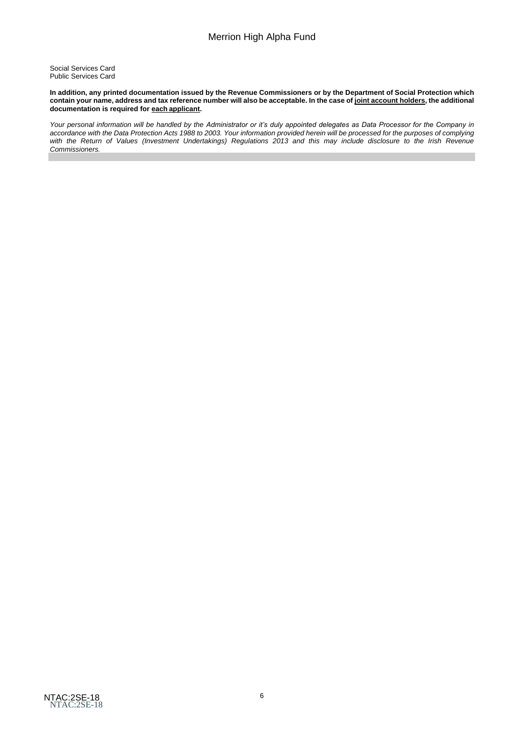Social Services Card
Public Services Card

**In addition, any printed documentation issued by the Revenue Commissioners or by the Department of Social Protection which contain your name, address and tax reference number will also be acceptable. In the case of <u>joint account holders</u>, the additional documentation is required for <u>each applicant</u>.**

*Your personal information will be handled by the Administrator or it's duly appointed delegates as Data Processor for the Company in accordance with the Data Protection Acts 1988 to 2003. Your information provided herein will be processed for the purposes of complying with the Return of Values (Investment Undertakings) Regulations 2013 and this may include disclosure to the Irish Revenue Commissioners.*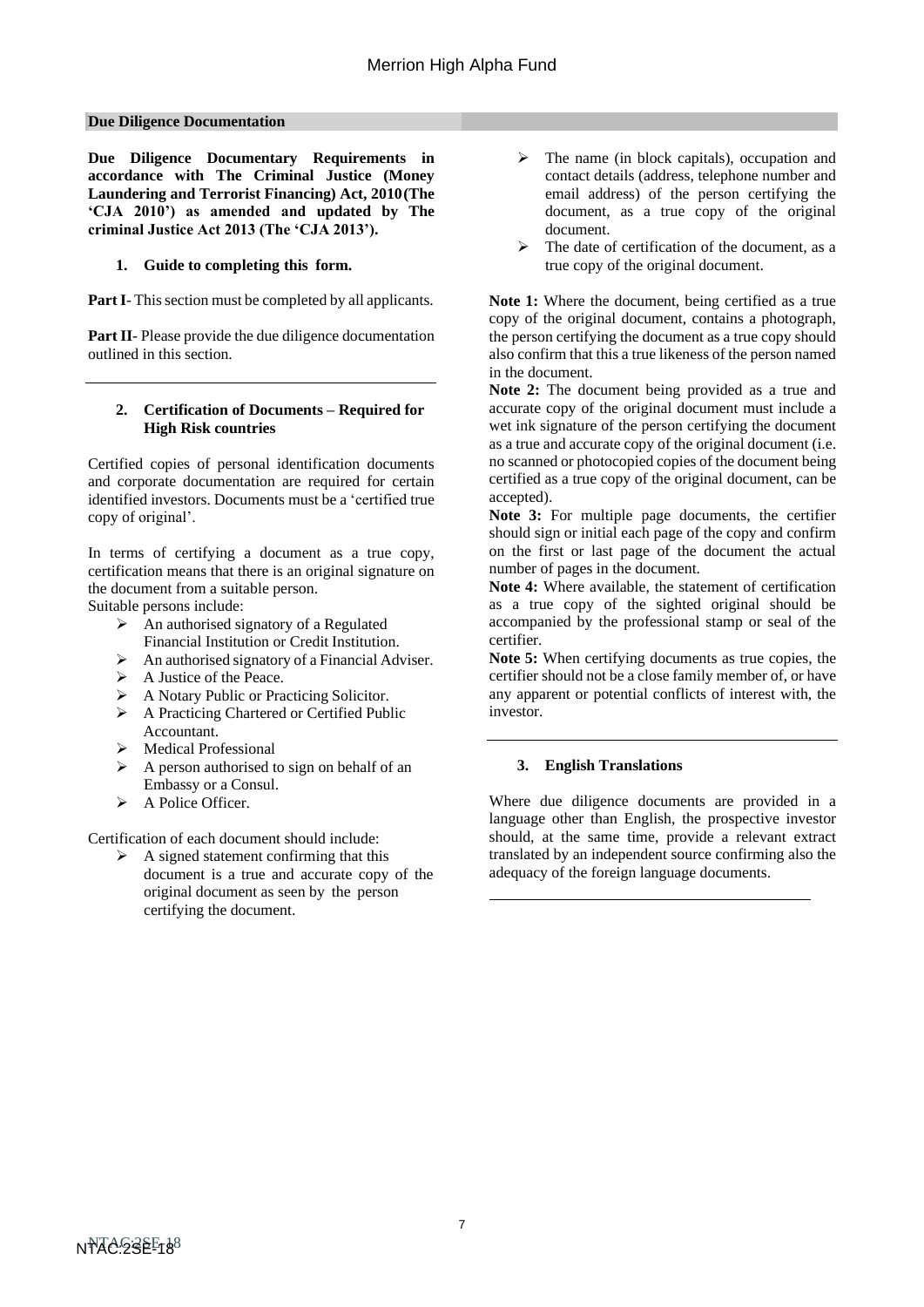## Due Diligence Documentation

**Due Diligence Documentary Requirements in accordance with The Criminal Justice (Money Laundering and Terrorist Financing) Act, 2010(The 'CJA 2010') as amended and updated by The criminal Justice Act 2013 (The 'CJA 2013').**

### 1. Guide to completing this form.

**Part I**- This section must be completed by all applicants.

**Part II**- Please provide the due diligence documentation outlined in this section.

### 2. Certification of Documents – Required for High Risk countries

Certified copies of personal identification documents and corporate documentation are required for certain identified investors. Documents must be a 'certified true copy of original'.

In terms of certifying a document as a true copy, certification means that there is an original signature on the document from a suitable person.

Suitable persons include:

- An authorised signatory of a Regulated Financial Institution or Credit Institution.
- An authorised signatory of a Financial Adviser.
- A Justice of the Peace.
- A Notary Public or Practicing Solicitor.
- A Practicing Chartered or Certified Public Accountant.
- Medical Professional
- A person authorised to sign on behalf of an Embassy or a Consul.
- A Police Officer.

Certification of each document should include:

- A signed statement confirming that this document is a true and accurate copy of the original document as seen by the person certifying the document.
- The name (in block capitals), occupation and contact details (address, telephone number and email address) of the person certifying the document, as a true copy of the original document.
- The date of certification of the document, as a true copy of the original document.

**Note 1:** Where the document, being certified as a true copy of the original document, contains a photograph, the person certifying the document as a true copy should also confirm that this a true likeness of the person named in the document.

**Note 2:** The document being provided as a true and accurate copy of the original document must include a wet ink signature of the person certifying the document as a true and accurate copy of the original document (i.e. no scanned or photocopied copies of the document being certified as a true copy of the original document, can be accepted).

**Note 3:** For multiple page documents, the certifier should sign or initial each page of the copy and confirm on the first or last page of the document the actual number of pages in the document.

**Note 4:** Where available, the statement of certification as a true copy of the sighted original should be accompanied by the professional stamp or seal of the certifier.

**Note 5:** When certifying documents as true copies, the certifier should not be a close family member of, or have any apparent or potential conflicts of interest with, the investor.

### 3. English Translations

Where due diligence documents are provided in a language other than English, the prospective investor should, at the same time, provide a relevant extract translated by an independent source confirming also the adequacy of the foreign language documents.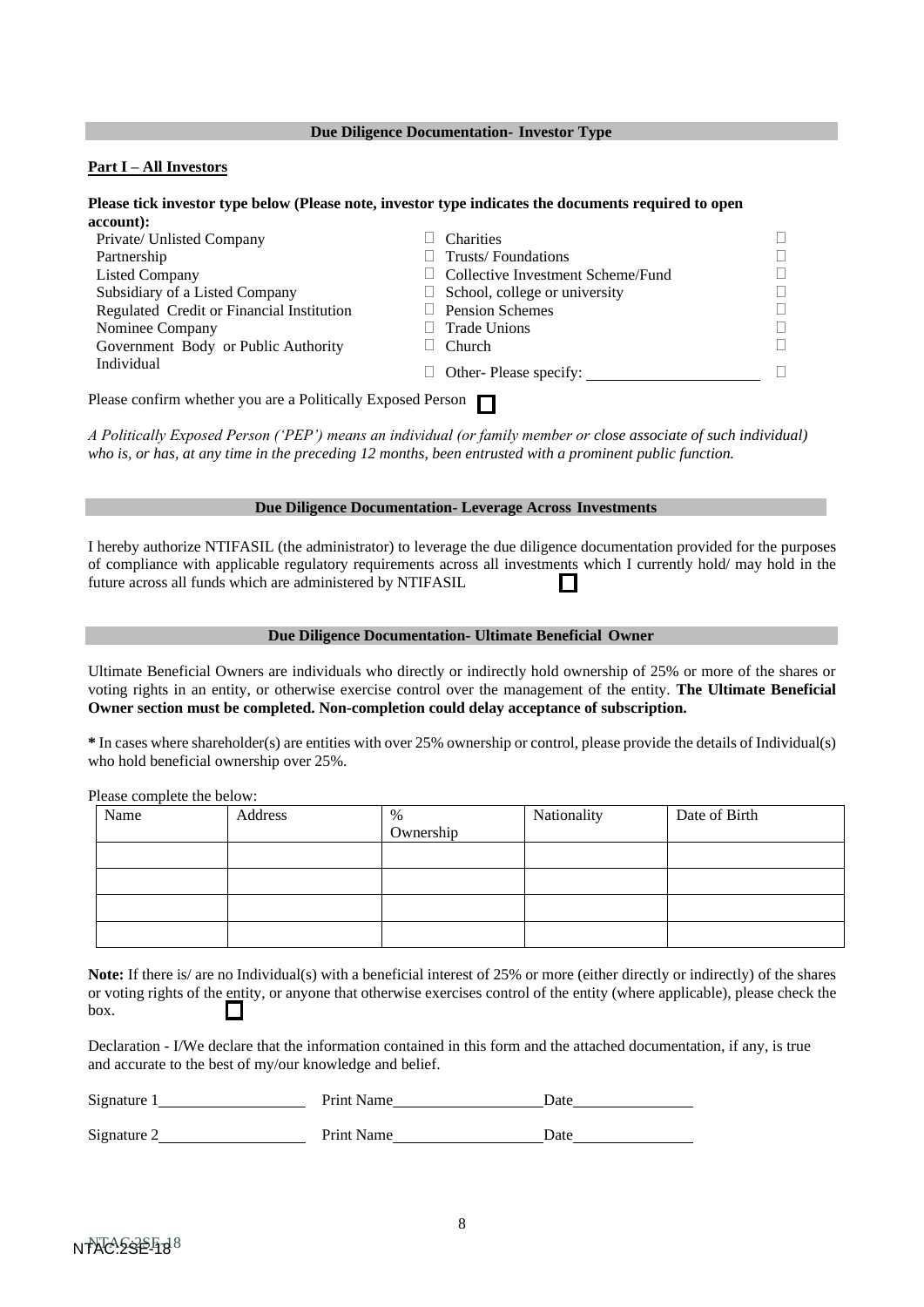## Due Diligence Documentation- Investor Type

**Part I – All Investors**

**Please tick investor type below (Please note, investor type indicates the documents required to open account):**

| | | | |
|---|---|---|---|
| Private/ Unlisted Company | ☐ | Charities | ☐ |
| Partnership | ☐ | Trusts/ Foundations | ☐ |
| Listed Company | ☐ | Collective Investment Scheme/Fund | ☐ |
| Subsidiary of a Listed Company | ☐ | School, college or university | ☐ |
| Regulated Credit or Financial Institution | ☐ | Pension Schemes | ☐ |
| Nominee Company | ☐ | Trade Unions | ☐ |
| Government Body or Public Authority | ☐ | Church | ☐ |
| Individual | ☐ | Other- Please specify: ______________________ | ☐ |

Please confirm whether you are a Politically Exposed Person ☐

*A Politically Exposed Person ('PEP') means an individual (or family member or close associate of such individual) who is, or has, at any time in the preceding 12 months, been entrusted with a prominent public function.*

## Due Diligence Documentation- Leverage Across Investments

I hereby authorize NTIFASIL (the administrator) to leverage the due diligence documentation provided for the purposes of compliance with applicable regulatory requirements across all investments which I currently hold/ may hold in the future across all funds which are administered by NTIFASIL ☐

## Due Diligence Documentation- Ultimate Beneficial Owner

Ultimate Beneficial Owners are individuals who directly or indirectly hold ownership of 25% or more of the shares or voting rights in an entity, or otherwise exercise control over the management of the entity. **The Ultimate Beneficial Owner section must be completed. Non-completion could delay acceptance of subscription.**

**\*** In cases where shareholder(s) are entities with over 25% ownership or control, please provide the details of Individual(s) who hold beneficial ownership over 25%.

Please complete the below:

| Name | Address | % Ownership | Nationality | Date of Birth |
|---|---|---|---|---|
| | | | | |
| | | | | |
| | | | | |
| | | | | |

**Note:** If there is/ are no Individual(s) with a beneficial interest of 25% or more (either directly or indirectly) of the shares or voting rights of the entity, or anyone that otherwise exercises control of the entity (where applicable), please check the box. ☐

Declaration - I/We declare that the information contained in this form and the attached documentation, if any, is true and accurate to the best of my/our knowledge and belief.

Signature 1___________________ Print Name____________________ Date________________

Signature 2___________________ Print Name____________________ Date________________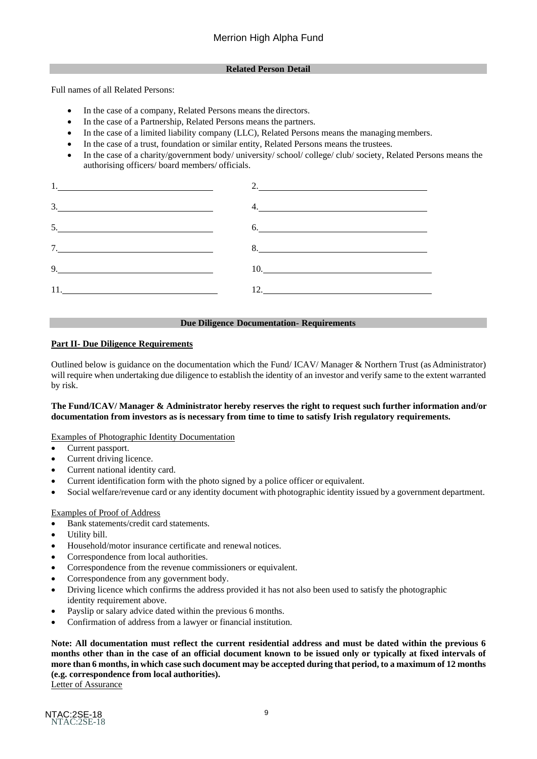## Related Person Detail

Full names of all Related Persons:

- In the case of a company, Related Persons means the directors.
- In the case of a Partnership, Related Persons means the partners.
- In the case of a limited liability company (LLC), Related Persons means the managing members.
- In the case of a trust, foundation or similar entity, Related Persons means the trustees.
- In the case of a charity/government body/ university/ school/ college/ club/ society, Related Persons means the authorising officers/ board members/ officials.

| | |
|---|---|
| 1.\_\_\_\_\_\_\_\_\_\_\_\_\_\_\_\_\_\_\_\_\_\_\_\_ | 2.\_\_\_\_\_\_\_\_\_\_\_\_\_\_\_\_\_\_\_\_\_\_\_\_ |
| 3.\_\_\_\_\_\_\_\_\_\_\_\_\_\_\_\_\_\_\_\_\_\_\_\_ | 4.\_\_\_\_\_\_\_\_\_\_\_\_\_\_\_\_\_\_\_\_\_\_\_\_ |
| 5.\_\_\_\_\_\_\_\_\_\_\_\_\_\_\_\_\_\_\_\_\_\_\_\_ | 6.\_\_\_\_\_\_\_\_\_\_\_\_\_\_\_\_\_\_\_\_\_\_\_\_ |
| 7.\_\_\_\_\_\_\_\_\_\_\_\_\_\_\_\_\_\_\_\_\_\_\_\_ | 8.\_\_\_\_\_\_\_\_\_\_\_\_\_\_\_\_\_\_\_\_\_\_\_\_ |
| 9.\_\_\_\_\_\_\_\_\_\_\_\_\_\_\_\_\_\_\_\_\_\_\_\_ | 10.\_\_\_\_\_\_\_\_\_\_\_\_\_\_\_\_\_\_\_\_\_\_\_ |
| 11.\_\_\_\_\_\_\_\_\_\_\_\_\_\_\_\_\_\_\_\_\_\_\_ | 12.\_\_\_\_\_\_\_\_\_\_\_\_\_\_\_\_\_\_\_\_\_\_\_ |

## Due Diligence Documentation- Requirements

**Part II- Due Diligence Requirements**

Outlined below is guidance on the documentation which the Fund/ ICAV/ Manager & Northern Trust (as Administrator) will require when undertaking due diligence to establish the identity of an investor and verify same to the extent warranted by risk.

**The Fund/ICAV/ Manager & Administrator hereby reserves the right to request such further information and/or documentation from investors as is necessary from time to time to satisfy Irish regulatory requirements.**

Examples of Photographic Identity Documentation

- Current passport.
- Current driving licence.
- Current national identity card.
- Current identification form with the photo signed by a police officer or equivalent.
- Social welfare/revenue card or any identity document with photographic identity issued by a government department.

Examples of Proof of Address

- Bank statements/credit card statements.
- Utility bill.
- Household/motor insurance certificate and renewal notices.
- Correspondence from local authorities.
- Correspondence from the revenue commissioners or equivalent.
- Correspondence from any government body.
- Driving licence which confirms the address provided it has not also been used to satisfy the photographic identity requirement above.
- Payslip or salary advice dated within the previous 6 months.
- Confirmation of address from a lawyer or financial institution.

**Note: All documentation must reflect the current residential address and must be dated within the previous 6 months other than in the case of an official document known to be issued only or typically at fixed intervals of more than 6 months, in which case such document may be accepted during that period, to a maximum of 12 months (e.g. correspondence from local authorities).**

Letter of Assurance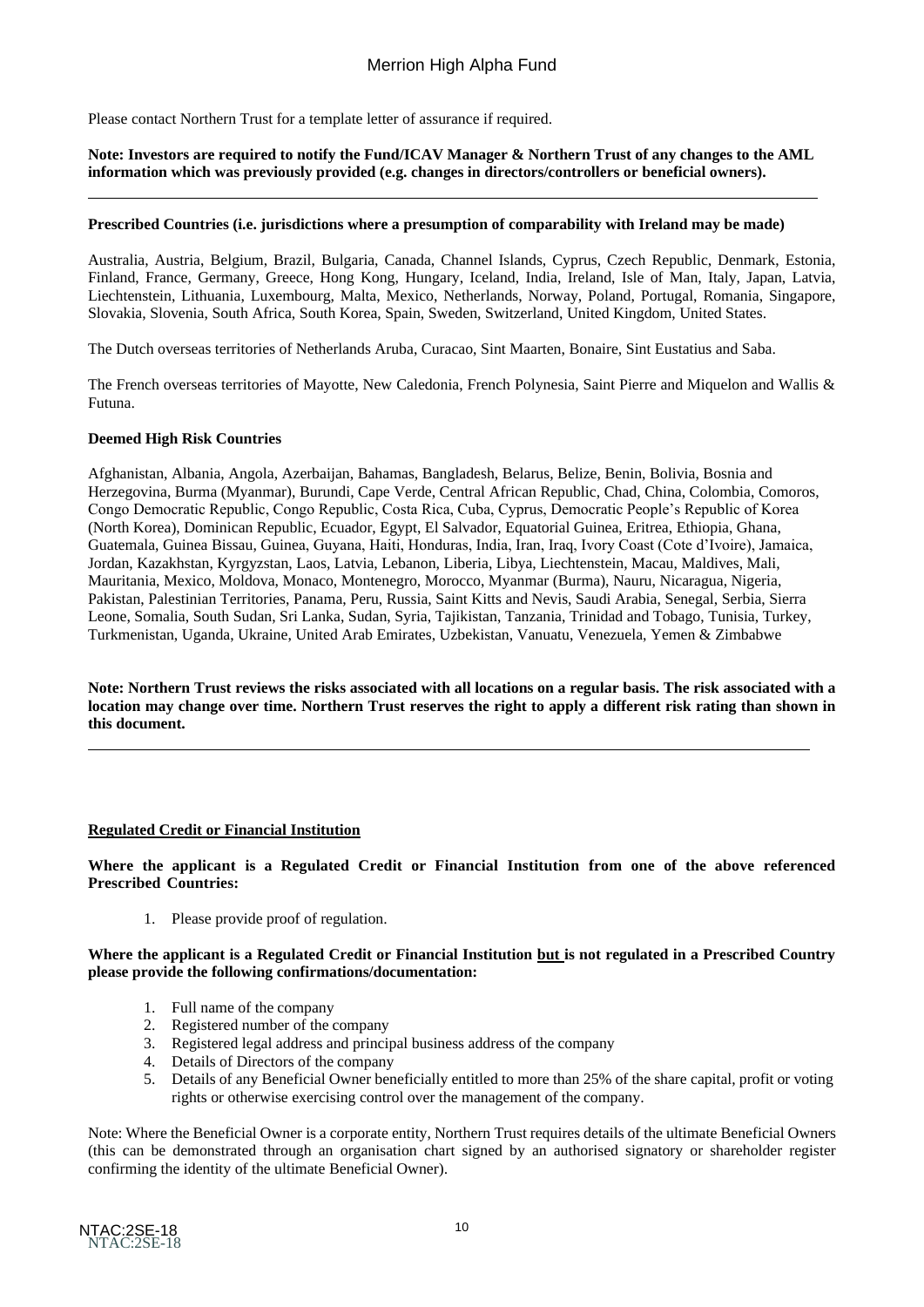Please contact Northern Trust for a template letter of assurance if required.

**Note: Investors are required to notify the Fund/ICAV Manager & Northern Trust of any changes to the AML information which was previously provided (e.g. changes in directors/controllers or beneficial owners).**

---

**Prescribed Countries (i.e. jurisdictions where a presumption of comparability with Ireland may be made)**

Australia, Austria, Belgium, Brazil, Bulgaria, Canada, Channel Islands, Cyprus, Czech Republic, Denmark, Estonia, Finland, France, Germany, Greece, Hong Kong, Hungary, Iceland, India, Ireland, Isle of Man, Italy, Japan, Latvia, Liechtenstein, Lithuania, Luxembourg, Malta, Mexico, Netherlands, Norway, Poland, Portugal, Romania, Singapore, Slovakia, Slovenia, South Africa, South Korea, Spain, Sweden, Switzerland, United Kingdom, United States.

The Dutch overseas territories of Netherlands Aruba, Curacao, Sint Maarten, Bonaire, Sint Eustatius and Saba.

The French overseas territories of Mayotte, New Caledonia, French Polynesia, Saint Pierre and Miquelon and Wallis & Futuna.

**Deemed High Risk Countries**

Afghanistan, Albania, Angola, Azerbaijan, Bahamas, Bangladesh, Belarus, Belize, Benin, Bolivia, Bosnia and Herzegovina, Burma (Myanmar), Burundi, Cape Verde, Central African Republic, Chad, China, Colombia, Comoros, Congo Democratic Republic, Congo Republic, Costa Rica, Cuba, Cyprus, Democratic People's Republic of Korea (North Korea), Dominican Republic, Ecuador, Egypt, El Salvador, Equatorial Guinea, Eritrea, Ethiopia, Ghana, Guatemala, Guinea Bissau, Guinea, Guyana, Haiti, Honduras, India, Iran, Iraq, Ivory Coast (Cote d'Ivoire), Jamaica, Jordan, Kazakhstan, Kyrgyzstan, Laos, Latvia, Lebanon, Liberia, Libya, Liechtenstein, Macau, Maldives, Mali, Mauritania, Mexico, Moldova, Monaco, Montenegro, Morocco, Myanmar (Burma), Nauru, Nicaragua, Nigeria, Pakistan, Palestinian Territories, Panama, Peru, Russia, Saint Kitts and Nevis, Saudi Arabia, Senegal, Serbia, Sierra Leone, Somalia, South Sudan, Sri Lanka, Sudan, Syria, Tajikistan, Tanzania, Trinidad and Tobago, Tunisia, Turkey, Turkmenistan, Uganda, Ukraine, United Arab Emirates, Uzbekistan, Vanuatu, Venezuela, Yemen & Zimbabwe

**Note: Northern Trust reviews the risks associated with all locations on a regular basis. The risk associated with a location may change over time. Northern Trust reserves the right to apply a different risk rating than shown in this document.**

---

**Regulated Credit or Financial Institution**

**Where the applicant is a Regulated Credit or Financial Institution from one of the above referenced Prescribed Countries:**

1. Please provide proof of regulation.

**Where the applicant is a Regulated Credit or Financial Institution but is not regulated in a Prescribed Country please provide the following confirmations/documentation:**

1. Full name of the company
2. Registered number of the company
3. Registered legal address and principal business address of the company
4. Details of Directors of the company
5. Details of any Beneficial Owner beneficially entitled to more than 25% of the share capital, profit or voting rights or otherwise exercising control over the management of the company.

Note: Where the Beneficial Owner is a corporate entity, Northern Trust requires details of the ultimate Beneficial Owners (this can be demonstrated through an organisation chart signed by an authorised signatory or shareholder register confirming the identity of the ultimate Beneficial Owner).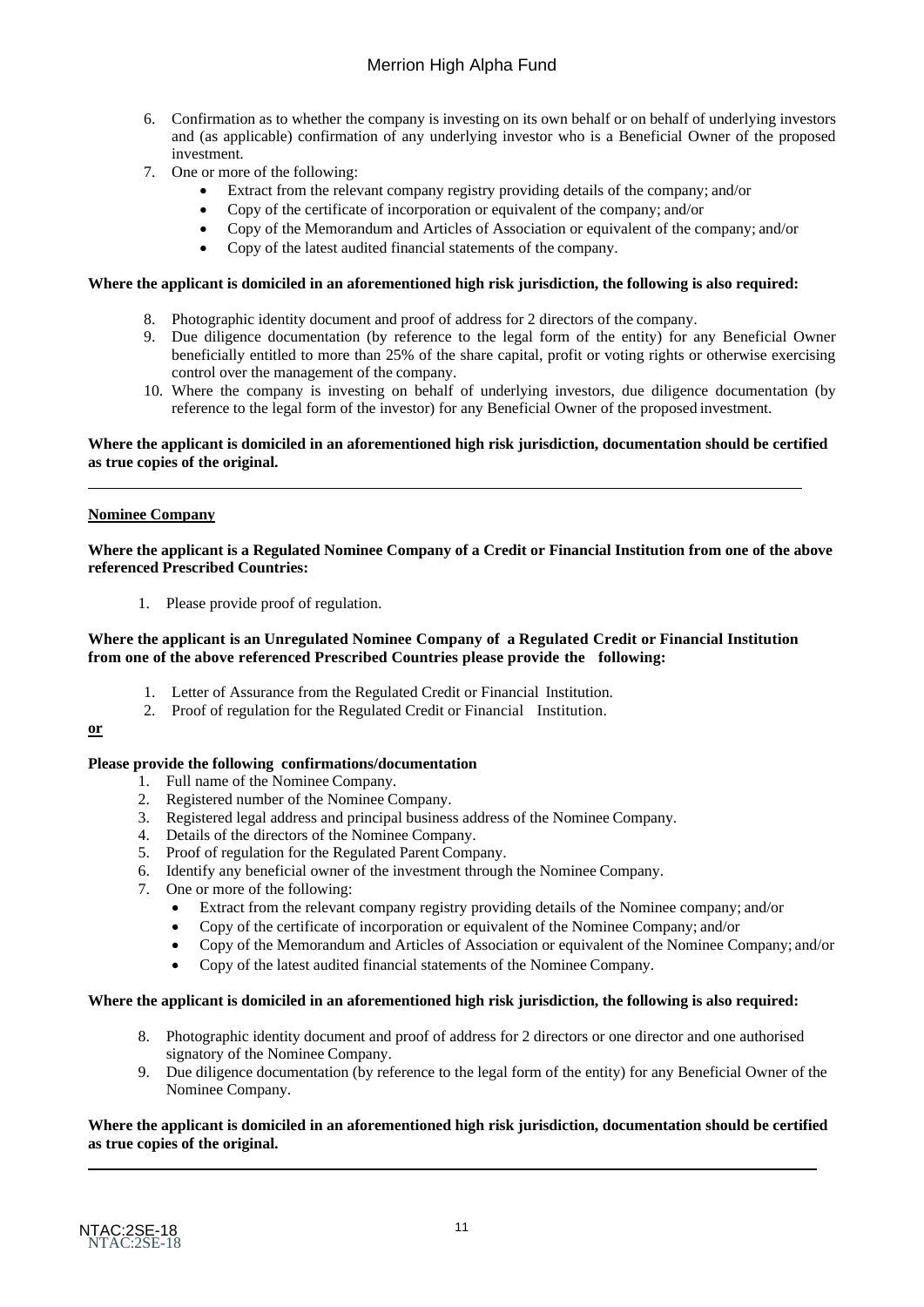6. Confirmation as to whether the company is investing on its own behalf or on behalf of underlying investors and (as applicable) confirmation of any underlying investor who is a Beneficial Owner of the proposed investment.
7. One or more of the following:
    - Extract from the relevant company registry providing details of the company; and/or
    - Copy of the certificate of incorporation or equivalent of the company; and/or
    - Copy of the Memorandum and Articles of Association or equivalent of the company; and/or
    - Copy of the latest audited financial statements of the company.

**Where the applicant is domiciled in an aforementioned high risk jurisdiction, the following is also required:**

8. Photographic identity document and proof of address for 2 directors of the company.
9. Due diligence documentation (by reference to the legal form of the entity) for any Beneficial Owner beneficially entitled to more than 25% of the share capital, profit or voting rights or otherwise exercising control over the management of the company.
10. Where the company is investing on behalf of underlying investors, due diligence documentation (by reference to the legal form of the investor) for any Beneficial Owner of the proposed investment.

**Where the applicant is domiciled in an aforementioned high risk jurisdiction, documentation should be certified as true copies of the original.**

---

**Nominee Company**

**Where the applicant is a Regulated Nominee Company of a Credit or Financial Institution from one of the above referenced Prescribed Countries:**

1. Please provide proof of regulation.

**Where the applicant is an Unregulated Nominee Company of a Regulated Credit or Financial Institution from one of the above referenced Prescribed Countries please provide the following:**

1. Letter of Assurance from the Regulated Credit or Financial Institution.
2. Proof of regulation for the Regulated Credit or Financial Institution.

**or**

**Please provide the following confirmations/documentation**

1. Full name of the Nominee Company.
2. Registered number of the Nominee Company.
3. Registered legal address and principal business address of the Nominee Company.
4. Details of the directors of the Nominee Company.
5. Proof of regulation for the Regulated Parent Company.
6. Identify any beneficial owner of the investment through the Nominee Company.
7. One or more of the following:
    - Extract from the relevant company registry providing details of the Nominee company; and/or
    - Copy of the certificate of incorporation or equivalent of the Nominee Company; and/or
    - Copy of the Memorandum and Articles of Association or equivalent of the Nominee Company; and/or
    - Copy of the latest audited financial statements of the Nominee Company.

**Where the applicant is domiciled in an aforementioned high risk jurisdiction, the following is also required:**

8. Photographic identity document and proof of address for 2 directors or one director and one authorised signatory of the Nominee Company.
9. Due diligence documentation (by reference to the legal form of the entity) for any Beneficial Owner of the Nominee Company.

**Where the applicant is domiciled in an aforementioned high risk jurisdiction, documentation should be certified as true copies of the original.**

---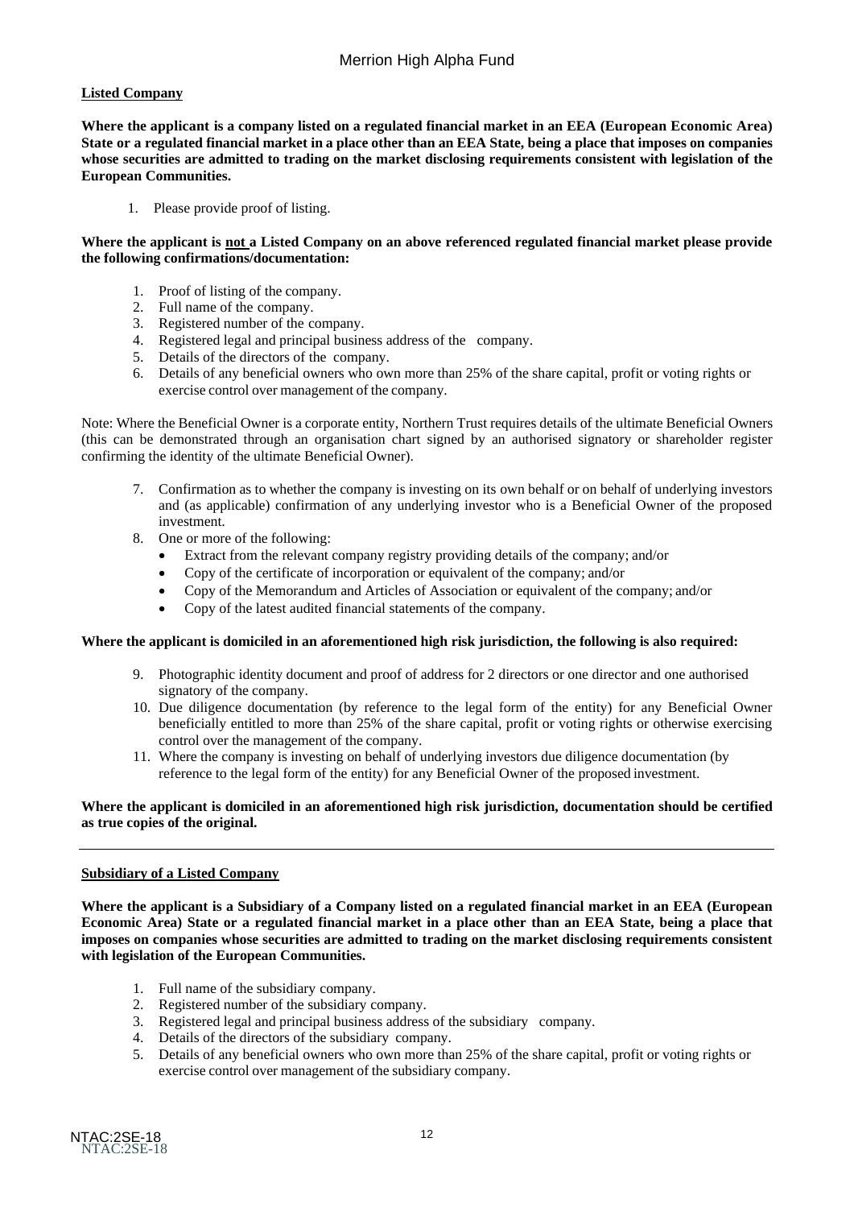**Listed Company**

**Where the applicant is a company listed on a regulated financial market in an EEA (European Economic Area) State or a regulated financial market in a place other than an EEA State, being a place that imposes on companies whose securities are admitted to trading on the market disclosing requirements consistent with legislation of the European Communities.**

1. Please provide proof of listing.

**Where the applicant is not a Listed Company on an above referenced regulated financial market please provide the following confirmations/documentation:**

1. Proof of listing of the company.
2. Full name of the company.
3. Registered number of the company.
4. Registered legal and principal business address of the company.
5. Details of the directors of the company.
6. Details of any beneficial owners who own more than 25% of the share capital, profit or voting rights or exercise control over management of the company.

Note: Where the Beneficial Owner is a corporate entity, Northern Trust requires details of the ultimate Beneficial Owners (this can be demonstrated through an organisation chart signed by an authorised signatory or shareholder register confirming the identity of the ultimate Beneficial Owner).

7. Confirmation as to whether the company is investing on its own behalf or on behalf of underlying investors and (as applicable) confirmation of any underlying investor who is a Beneficial Owner of the proposed investment.
8. One or more of the following:
   - Extract from the relevant company registry providing details of the company; and/or
   - Copy of the certificate of incorporation or equivalent of the company; and/or
   - Copy of the Memorandum and Articles of Association or equivalent of the company; and/or
   - Copy of the latest audited financial statements of the company.

**Where the applicant is domiciled in an aforementioned high risk jurisdiction, the following is also required:**

9. Photographic identity document and proof of address for 2 directors or one director and one authorised signatory of the company.
10. Due diligence documentation (by reference to the legal form of the entity) for any Beneficial Owner beneficially entitled to more than 25% of the share capital, profit or voting rights or otherwise exercising control over the management of the company.
11. Where the company is investing on behalf of underlying investors due diligence documentation (by reference to the legal form of the entity) for any Beneficial Owner of the proposed investment.

**Where the applicant is domiciled in an aforementioned high risk jurisdiction, documentation should be certified as true copies of the original.**

---

**Subsidiary of a Listed Company**

**Where the applicant is a Subsidiary of a Company listed on a regulated financial market in an EEA (European Economic Area) State or a regulated financial market in a place other than an EEA State, being a place that imposes on companies whose securities are admitted to trading on the market disclosing requirements consistent with legislation of the European Communities.**

1. Full name of the subsidiary company.
2. Registered number of the subsidiary company.
3. Registered legal and principal business address of the subsidiary company.
4. Details of the directors of the subsidiary company.
5. Details of any beneficial owners who own more than 25% of the share capital, profit or voting rights or exercise control over management of the subsidiary company.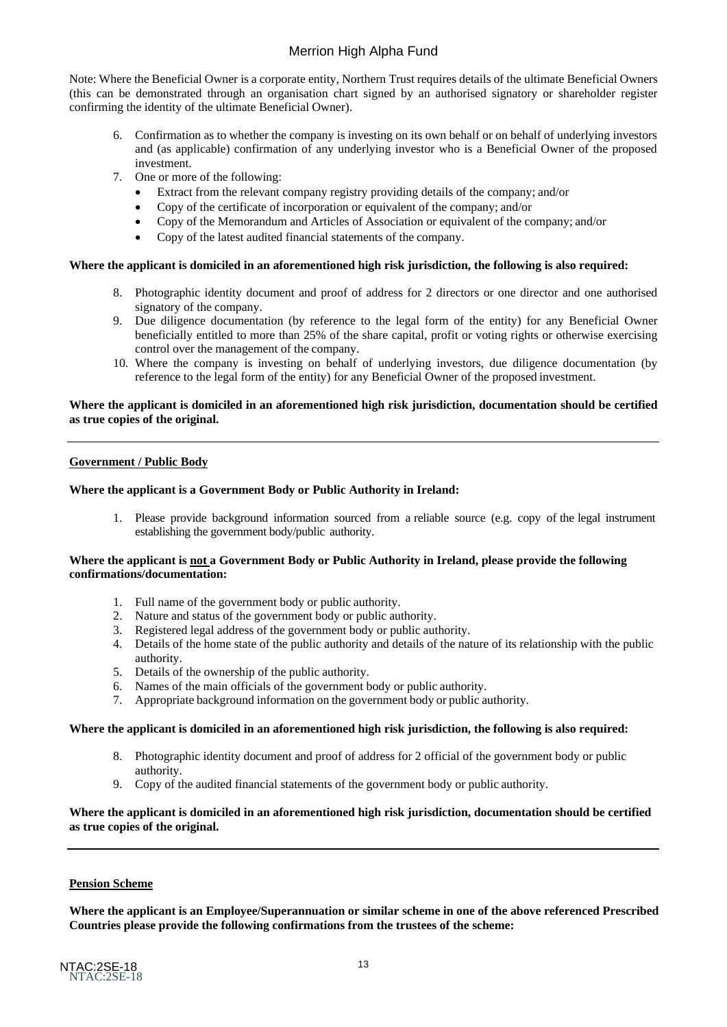Note: Where the Beneficial Owner is a corporate entity, Northern Trust requires details of the ultimate Beneficial Owners (this can be demonstrated through an organisation chart signed by an authorised signatory or shareholder register confirming the identity of the ultimate Beneficial Owner).

6. Confirmation as to whether the company is investing on its own behalf or on behalf of underlying investors and (as applicable) confirmation of any underlying investor who is a Beneficial Owner of the proposed investment.
7. One or more of the following:
   - Extract from the relevant company registry providing details of the company; and/or
   - Copy of the certificate of incorporation or equivalent of the company; and/or
   - Copy of the Memorandum and Articles of Association or equivalent of the company; and/or
   - Copy of the latest audited financial statements of the company.

**Where the applicant is domiciled in an aforementioned high risk jurisdiction, the following is also required:**

8. Photographic identity document and proof of address for 2 directors or one director and one authorised signatory of the company.
9. Due diligence documentation (by reference to the legal form of the entity) for any Beneficial Owner beneficially entitled to more than 25% of the share capital, profit or voting rights or otherwise exercising control over the management of the company.
10. Where the company is investing on behalf of underlying investors, due diligence documentation (by reference to the legal form of the entity) for any Beneficial Owner of the proposed investment.

**Where the applicant is domiciled in an aforementioned high risk jurisdiction, documentation should be certified as true copies of the original.**

---

**Government / Public Body**

**Where the applicant is a Government Body or Public Authority in Ireland:**

1. Please provide background information sourced from a reliable source (e.g. copy of the legal instrument establishing the government body/public authority.

**Where the applicant is not a Government Body or Public Authority in Ireland, please provide the following confirmations/documentation:**

1. Full name of the government body or public authority.
2. Nature and status of the government body or public authority.
3. Registered legal address of the government body or public authority.
4. Details of the home state of the public authority and details of the nature of its relationship with the public authority.
5. Details of the ownership of the public authority.
6. Names of the main officials of the government body or public authority.
7. Appropriate background information on the government body or public authority.

**Where the applicant is domiciled in an aforementioned high risk jurisdiction, the following is also required:**

8. Photographic identity document and proof of address for 2 official of the government body or public authority.
9. Copy of the audited financial statements of the government body or public authority.

**Where the applicant is domiciled in an aforementioned high risk jurisdiction, documentation should be certified as true copies of the original.**

---

**Pension Scheme**

**Where the applicant is an Employee/Superannuation or similar scheme in one of the above referenced Prescribed Countries please provide the following confirmations from the trustees of the scheme:**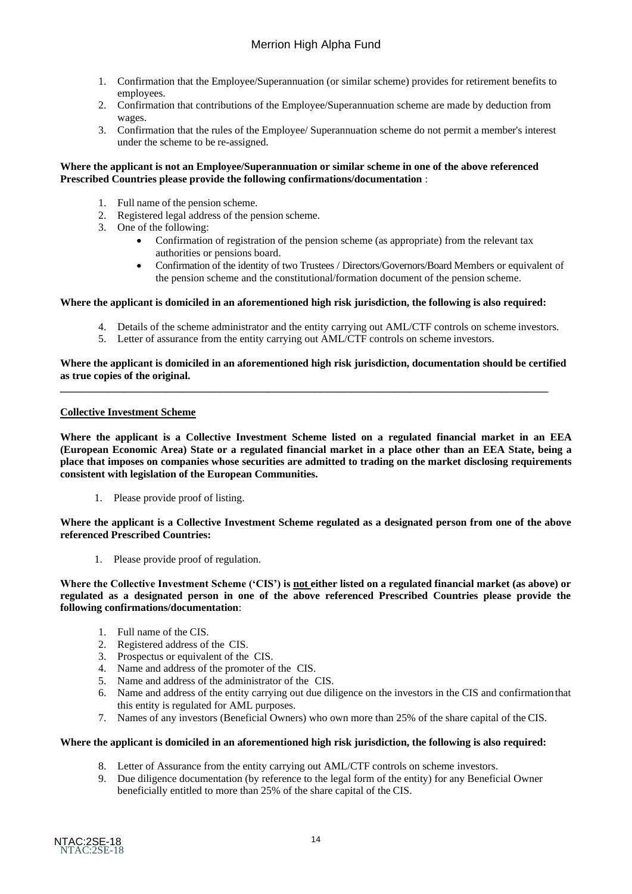1. Confirmation that the Employee/Superannuation (or similar scheme) provides for retirement benefits to employees.
2. Confirmation that contributions of the Employee/Superannuation scheme are made by deduction from wages.
3. Confirmation that the rules of the Employee/ Superannuation scheme do not permit a member's interest under the scheme to be re-assigned.

**Where the applicant is not an Employee/Superannuation or similar scheme in one of the above referenced Prescribed Countries please provide the following confirmations/documentation** :

1. Full name of the pension scheme.
2. Registered legal address of the pension scheme.
3. One of the following:
   - Confirmation of registration of the pension scheme (as appropriate) from the relevant tax authorities or pensions board.
   - Confirmation of the identity of two Trustees / Directors/Governors/Board Members or equivalent of the pension scheme and the constitutional/formation document of the pension scheme.

**Where the applicant is domiciled in an aforementioned high risk jurisdiction, the following is also required:**

4. Details of the scheme administrator and the entity carrying out AML/CTF controls on scheme investors.
5. Letter of assurance from the entity carrying out AML/CTF controls on scheme investors.

**Where the applicant is domiciled in an aforementioned high risk jurisdiction, documentation should be certified as true copies of the original.**

---

**Collective Investment Scheme**

**Where the applicant is a Collective Investment Scheme listed on a regulated financial market in an EEA (European Economic Area) State or a regulated financial market in a place other than an EEA State, being a place that imposes on companies whose securities are admitted to trading on the market disclosing requirements consistent with legislation of the European Communities.**

1. Please provide proof of listing.

**Where the applicant is a Collective Investment Scheme regulated as a designated person from one of the above referenced Prescribed Countries:**

1. Please provide proof of regulation.

**Where the Collective Investment Scheme ('CIS') is not either listed on a regulated financial market (as above) or regulated as a designated person in one of the above referenced Prescribed Countries please provide the following confirmations/documentation**:

1. Full name of the CIS.
2. Registered address of the CIS.
3. Prospectus or equivalent of the CIS.
4. Name and address of the promoter of the CIS.
5. Name and address of the administrator of the CIS.
6. Name and address of the entity carrying out due diligence on the investors in the CIS and confirmation that this entity is regulated for AML purposes.
7. Names of any investors (Beneficial Owners) who own more than 25% of the share capital of the CIS.

**Where the applicant is domiciled in an aforementioned high risk jurisdiction, the following is also required:**

8. Letter of Assurance from the entity carrying out AML/CTF controls on scheme investors.
9. Due diligence documentation (by reference to the legal form of the entity) for any Beneficial Owner beneficially entitled to more than 25% of the share capital of the CIS.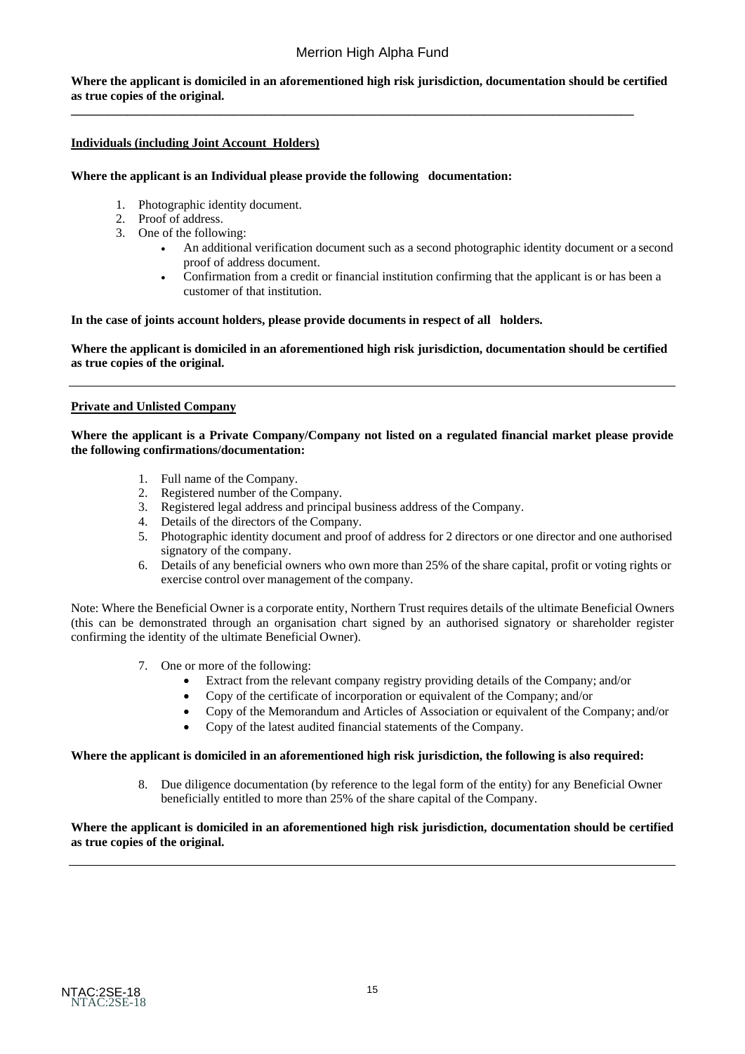**Where the applicant is domiciled in an aforementioned high risk jurisdiction, documentation should be certified as true copies of the original.**

---

**Individuals (including Joint Account Holders)**

**Where the applicant is an Individual please provide the following documentation:**

1. Photographic identity document.
2. Proof of address.
3. One of the following:
   - An additional verification document such as a second photographic identity document or a second proof of address document.
   - Confirmation from a credit or financial institution confirming that the applicant is or has been a customer of that institution.

**In the case of joints account holders, please provide documents in respect of all holders.**

**Where the applicant is domiciled in an aforementioned high risk jurisdiction, documentation should be certified as true copies of the original.**

---

**Private and Unlisted Company**

**Where the applicant is a Private Company/Company not listed on a regulated financial market please provide the following confirmations/documentation:**

1. Full name of the Company.
2. Registered number of the Company.
3. Registered legal address and principal business address of the Company.
4. Details of the directors of the Company.
5. Photographic identity document and proof of address for 2 directors or one director and one authorised signatory of the company.
6. Details of any beneficial owners who own more than 25% of the share capital, profit or voting rights or exercise control over management of the company.

Note: Where the Beneficial Owner is a corporate entity, Northern Trust requires details of the ultimate Beneficial Owners (this can be demonstrated through an organisation chart signed by an authorised signatory or shareholder register confirming the identity of the ultimate Beneficial Owner).

7. One or more of the following:
   - Extract from the relevant company registry providing details of the Company; and/or
   - Copy of the certificate of incorporation or equivalent of the Company; and/or
   - Copy of the Memorandum and Articles of Association or equivalent of the Company; and/or
   - Copy of the latest audited financial statements of the Company.

**Where the applicant is domiciled in an aforementioned high risk jurisdiction, the following is also required:**

8. Due diligence documentation (by reference to the legal form of the entity) for any Beneficial Owner beneficially entitled to more than 25% of the share capital of the Company.

**Where the applicant is domiciled in an aforementioned high risk jurisdiction, documentation should be certified as true copies of the original.**

---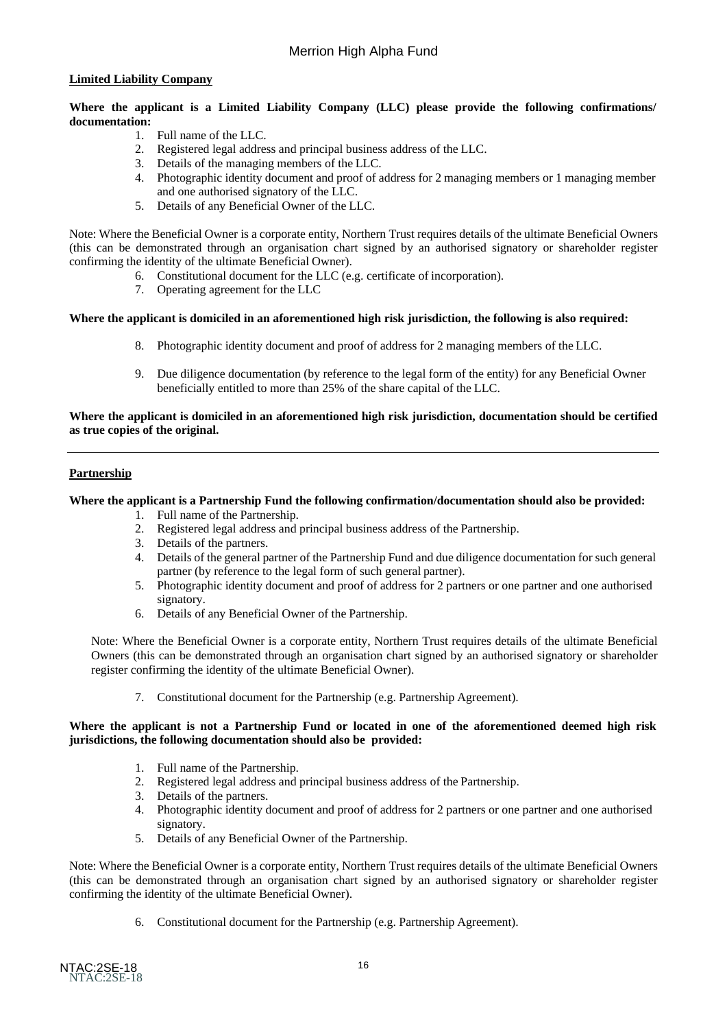**Limited Liability Company**

**Where the applicant is a Limited Liability Company (LLC) please provide the following confirmations/ documentation:**

1. Full name of the LLC.
2. Registered legal address and principal business address of the LLC.
3. Details of the managing members of the LLC.
4. Photographic identity document and proof of address for 2 managing members or 1 managing member and one authorised signatory of the LLC.
5. Details of any Beneficial Owner of the LLC.

Note: Where the Beneficial Owner is a corporate entity, Northern Trust requires details of the ultimate Beneficial Owners (this can be demonstrated through an organisation chart signed by an authorised signatory or shareholder register confirming the identity of the ultimate Beneficial Owner).

6. Constitutional document for the LLC (e.g. certificate of incorporation).
7. Operating agreement for the LLC

**Where the applicant is domiciled in an aforementioned high risk jurisdiction, the following is also required:**

8. Photographic identity document and proof of address for 2 managing members of the LLC.
9. Due diligence documentation (by reference to the legal form of the entity) for any Beneficial Owner beneficially entitled to more than 25% of the share capital of the LLC.

**Where the applicant is domiciled in an aforementioned high risk jurisdiction, documentation should be certified as true copies of the original.**

---

**Partnership**

**Where the applicant is a Partnership Fund the following confirmation/documentation should also be provided:**

1. Full name of the Partnership.
2. Registered legal address and principal business address of the Partnership.
3. Details of the partners.
4. Details of the general partner of the Partnership Fund and due diligence documentation for such general partner (by reference to the legal form of such general partner).
5. Photographic identity document and proof of address for 2 partners or one partner and one authorised signatory.
6. Details of any Beneficial Owner of the Partnership.

Note: Where the Beneficial Owner is a corporate entity, Northern Trust requires details of the ultimate Beneficial Owners (this can be demonstrated through an organisation chart signed by an authorised signatory or shareholder register confirming the identity of the ultimate Beneficial Owner).

7. Constitutional document for the Partnership (e.g. Partnership Agreement).

**Where the applicant is not a Partnership Fund or located in one of the aforementioned deemed high risk jurisdictions, the following documentation should also be provided:**

1. Full name of the Partnership.
2. Registered legal address and principal business address of the Partnership.
3. Details of the partners.
4. Photographic identity document and proof of address for 2 partners or one partner and one authorised signatory.
5. Details of any Beneficial Owner of the Partnership.

Note: Where the Beneficial Owner is a corporate entity, Northern Trust requires details of the ultimate Beneficial Owners (this can be demonstrated through an organisation chart signed by an authorised signatory or shareholder register confirming the identity of the ultimate Beneficial Owner).

6. Constitutional document for the Partnership (e.g. Partnership Agreement).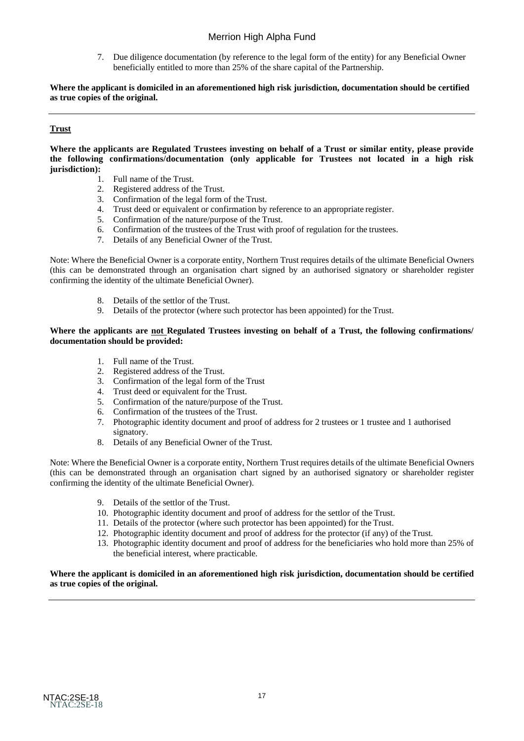7. Due diligence documentation (by reference to the legal form of the entity) for any Beneficial Owner beneficially entitled to more than 25% of the share capital of the Partnership.

**Where the applicant is domiciled in an aforementioned high risk jurisdiction, documentation should be certified as true copies of the original.**

---

**Trust**

**Where the applicants are Regulated Trustees investing on behalf of a Trust or similar entity, please provide the following confirmations/documentation (only applicable for Trustees not located in a high risk jurisdiction):**

1. Full name of the Trust.
2. Registered address of the Trust.
3. Confirmation of the legal form of the Trust.
4. Trust deed or equivalent or confirmation by reference to an appropriate register.
5. Confirmation of the nature/purpose of the Trust.
6. Confirmation of the trustees of the Trust with proof of regulation for the trustees.
7. Details of any Beneficial Owner of the Trust.

Note: Where the Beneficial Owner is a corporate entity, Northern Trust requires details of the ultimate Beneficial Owners (this can be demonstrated through an organisation chart signed by an authorised signatory or shareholder register confirming the identity of the ultimate Beneficial Owner).

8. Details of the settlor of the Trust.
9. Details of the protector (where such protector has been appointed) for the Trust.

**Where the applicants are <u>not</u> Regulated Trustees investing on behalf of a Trust, the following confirmations/ documentation should be provided:**

1. Full name of the Trust.
2. Registered address of the Trust.
3. Confirmation of the legal form of the Trust
4. Trust deed or equivalent for the Trust.
5. Confirmation of the nature/purpose of the Trust.
6. Confirmation of the trustees of the Trust.
7. Photographic identity document and proof of address for 2 trustees or 1 trustee and 1 authorised signatory.
8. Details of any Beneficial Owner of the Trust.

Note: Where the Beneficial Owner is a corporate entity, Northern Trust requires details of the ultimate Beneficial Owners (this can be demonstrated through an organisation chart signed by an authorised signatory or shareholder register confirming the identity of the ultimate Beneficial Owner).

9. Details of the settlor of the Trust.
10. Photographic identity document and proof of address for the settlor of the Trust.
11. Details of the protector (where such protector has been appointed) for the Trust.
12. Photographic identity document and proof of address for the protector (if any) of the Trust.
13. Photographic identity document and proof of address for the beneficiaries who hold more than 25% of the beneficial interest, where practicable.

**Where the applicant is domiciled in an aforementioned high risk jurisdiction, documentation should be certified as true copies of the original.**

---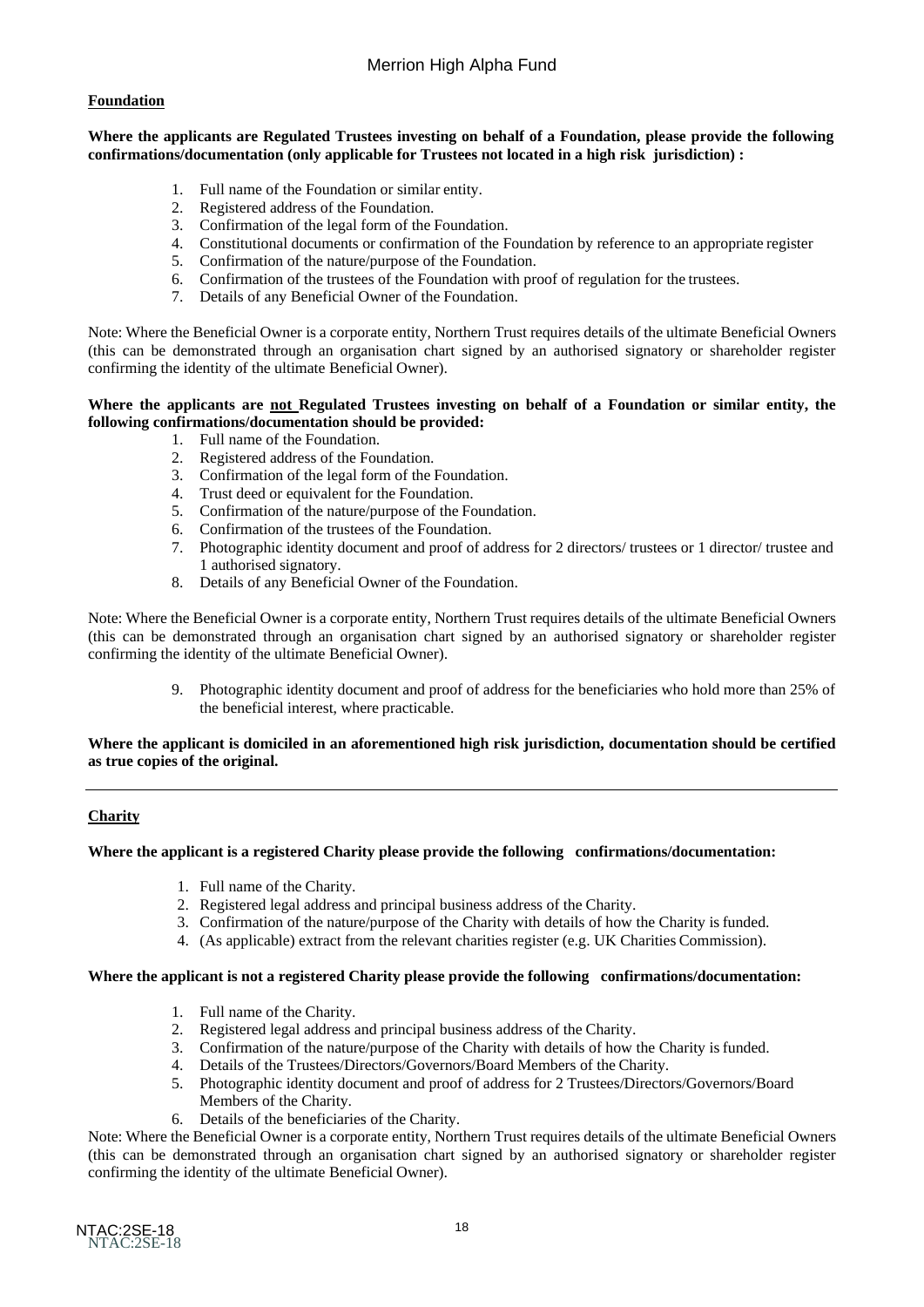## Foundation

**Where the applicants are Regulated Trustees investing on behalf of a Foundation, please provide the following confirmations/documentation (only applicable for Trustees not located in a high risk jurisdiction) :**

1. Full name of the Foundation or similar entity.
2. Registered address of the Foundation.
3. Confirmation of the legal form of the Foundation.
4. Constitutional documents or confirmation of the Foundation by reference to an appropriate register
5. Confirmation of the nature/purpose of the Foundation.
6. Confirmation of the trustees of the Foundation with proof of regulation for the trustees.
7. Details of any Beneficial Owner of the Foundation.

Note: Where the Beneficial Owner is a corporate entity, Northern Trust requires details of the ultimate Beneficial Owners (this can be demonstrated through an organisation chart signed by an authorised signatory or shareholder register confirming the identity of the ultimate Beneficial Owner).

**Where the applicants are <u>not</u> Regulated Trustees investing on behalf of a Foundation or similar entity, the following confirmations/documentation should be provided:**

1. Full name of the Foundation.
2. Registered address of the Foundation.
3. Confirmation of the legal form of the Foundation.
4. Trust deed or equivalent for the Foundation.
5. Confirmation of the nature/purpose of the Foundation.
6. Confirmation of the trustees of the Foundation.
7. Photographic identity document and proof of address for 2 directors/ trustees or 1 director/ trustee and 1 authorised signatory.
8. Details of any Beneficial Owner of the Foundation.

Note: Where the Beneficial Owner is a corporate entity, Northern Trust requires details of the ultimate Beneficial Owners (this can be demonstrated through an organisation chart signed by an authorised signatory or shareholder register confirming the identity of the ultimate Beneficial Owner).

9. Photographic identity document and proof of address for the beneficiaries who hold more than 25% of the beneficial interest, where practicable.

**Where the applicant is domiciled in an aforementioned high risk jurisdiction, documentation should be certified as true copies of the original.**

---

## Charity

**Where the applicant is a registered Charity please provide the following confirmations/documentation:**

1. Full name of the Charity.
2. Registered legal address and principal business address of the Charity.
3. Confirmation of the nature/purpose of the Charity with details of how the Charity is funded.
4. (As applicable) extract from the relevant charities register (e.g. UK Charities Commission).

**Where the applicant is not a registered Charity please provide the following confirmations/documentation:**

1. Full name of the Charity.
2. Registered legal address and principal business address of the Charity.
3. Confirmation of the nature/purpose of the Charity with details of how the Charity is funded.
4. Details of the Trustees/Directors/Governors/Board Members of the Charity.
5. Photographic identity document and proof of address for 2 Trustees/Directors/Governors/Board Members of the Charity.
6. Details of the beneficiaries of the Charity.

Note: Where the Beneficial Owner is a corporate entity, Northern Trust requires details of the ultimate Beneficial Owners (this can be demonstrated through an organisation chart signed by an authorised signatory or shareholder register confirming the identity of the ultimate Beneficial Owner).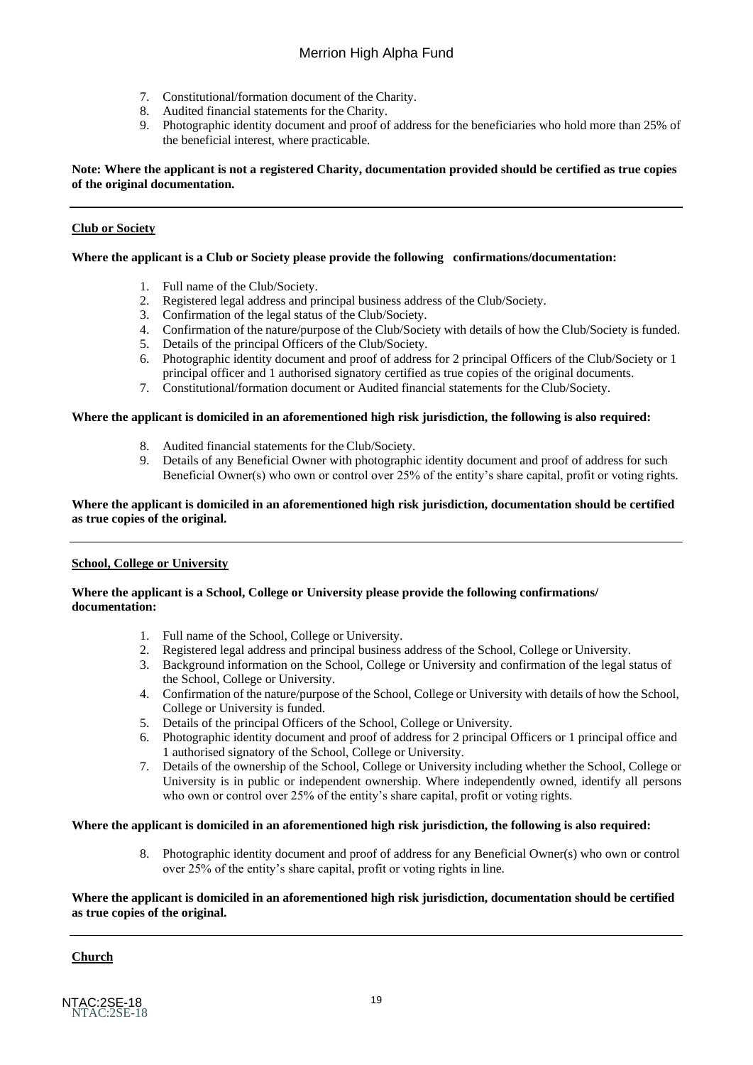7. Constitutional/formation document of the Charity.
8. Audited financial statements for the Charity.
9. Photographic identity document and proof of address for the beneficiaries who hold more than 25% of the beneficial interest, where practicable.

**Note: Where the applicant is not a registered Charity, documentation provided should be certified as true copies of the original documentation.**

---

**Club or Society**

**Where the applicant is a Club or Society please provide the following confirmations/documentation:**

1. Full name of the Club/Society.
2. Registered legal address and principal business address of the Club/Society.
3. Confirmation of the legal status of the Club/Society.
4. Confirmation of the nature/purpose of the Club/Society with details of how the Club/Society is funded.
5. Details of the principal Officers of the Club/Society.
6. Photographic identity document and proof of address for 2 principal Officers of the Club/Society or 1 principal officer and 1 authorised signatory certified as true copies of the original documents.
7. Constitutional/formation document or Audited financial statements for the Club/Society.

**Where the applicant is domiciled in an aforementioned high risk jurisdiction, the following is also required:**

8. Audited financial statements for the Club/Society.
9. Details of any Beneficial Owner with photographic identity document and proof of address for such Beneficial Owner(s) who own or control over 25% of the entity's share capital, profit or voting rights.

**Where the applicant is domiciled in an aforementioned high risk jurisdiction, documentation should be certified as true copies of the original.**

---

**School, College or University**

**Where the applicant is a School, College or University please provide the following confirmations/ documentation:**

1. Full name of the School, College or University.
2. Registered legal address and principal business address of the School, College or University.
3. Background information on the School, College or University and confirmation of the legal status of the School, College or University.
4. Confirmation of the nature/purpose of the School, College or University with details of how the School, College or University is funded.
5. Details of the principal Officers of the School, College or University.
6. Photographic identity document and proof of address for 2 principal Officers or 1 principal office and 1 authorised signatory of the School, College or University.
7. Details of the ownership of the School, College or University including whether the School, College or University is in public or independent ownership. Where independently owned, identify all persons who own or control over 25% of the entity's share capital, profit or voting rights.

**Where the applicant is domiciled in an aforementioned high risk jurisdiction, the following is also required:**

8. Photographic identity document and proof of address for any Beneficial Owner(s) who own or control over 25% of the entity's share capital, profit or voting rights in line.

**Where the applicant is domiciled in an aforementioned high risk jurisdiction, documentation should be certified as true copies of the original.**

---

**Church**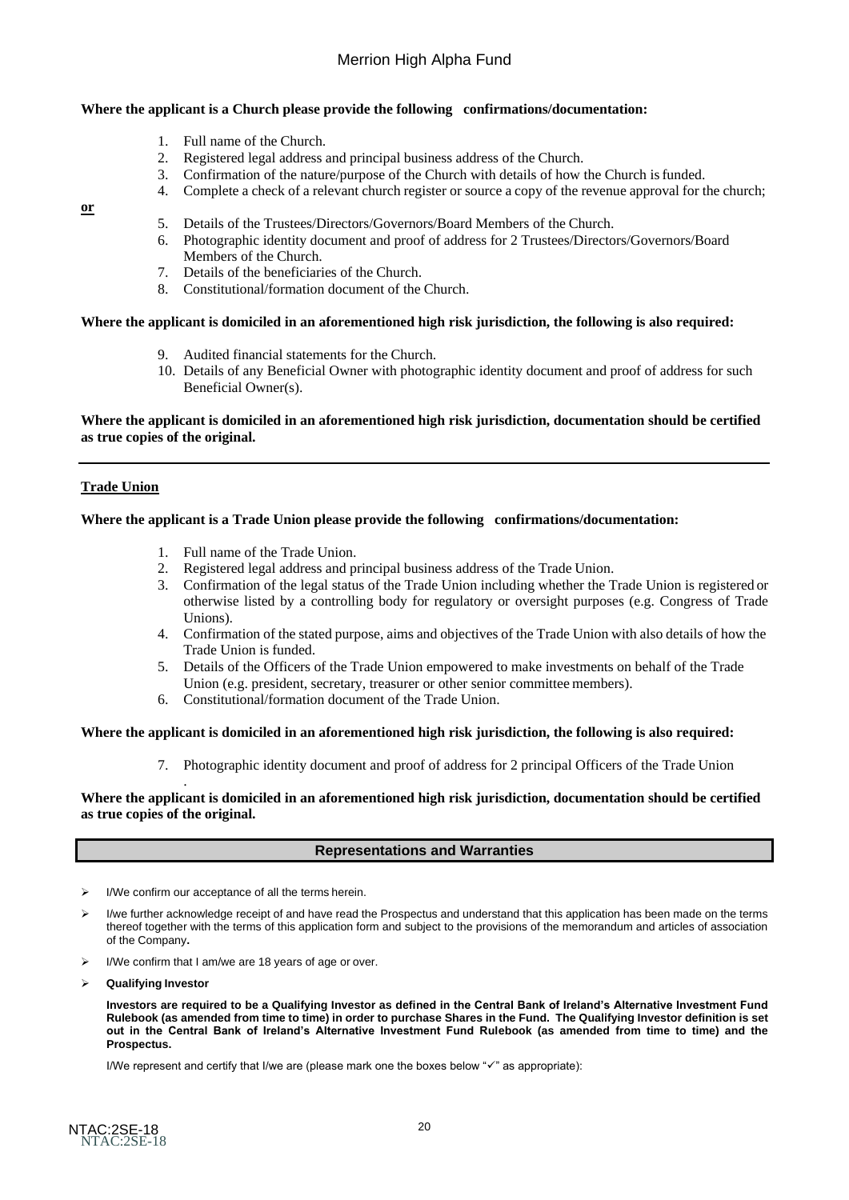**Where the applicant is a Church please provide the following confirmations/documentation:**

1. Full name of the Church.
2. Registered legal address and principal business address of the Church.
3. Confirmation of the nature/purpose of the Church with details of how the Church is funded.
4. Complete a check of a relevant church register or source a copy of the revenue approval for the church;

**or**

5. Details of the Trustees/Directors/Governors/Board Members of the Church.
6. Photographic identity document and proof of address for 2 Trustees/Directors/Governors/Board Members of the Church.
7. Details of the beneficiaries of the Church.
8. Constitutional/formation document of the Church.

**Where the applicant is domiciled in an aforementioned high risk jurisdiction, the following is also required:**

9. Audited financial statements for the Church.
10. Details of any Beneficial Owner with photographic identity document and proof of address for such Beneficial Owner(s).

**Where the applicant is domiciled in an aforementioned high risk jurisdiction, documentation should be certified as true copies of the original.**

---

**Trade Union**

**Where the applicant is a Trade Union please provide the following confirmations/documentation:**

1. Full name of the Trade Union.
2. Registered legal address and principal business address of the Trade Union.
3. Confirmation of the legal status of the Trade Union including whether the Trade Union is registered or otherwise listed by a controlling body for regulatory or oversight purposes (e.g. Congress of Trade Unions).
4. Confirmation of the stated purpose, aims and objectives of the Trade Union with also details of how the Trade Union is funded.
5. Details of the Officers of the Trade Union empowered to make investments on behalf of the Trade Union (e.g. president, secretary, treasurer or other senior committee members).
6. Constitutional/formation document of the Trade Union.

**Where the applicant is domiciled in an aforementioned high risk jurisdiction, the following is also required:**

7. Photographic identity document and proof of address for 2 principal Officers of the Trade Union.

**Where the applicant is domiciled in an aforementioned high risk jurisdiction, documentation should be certified as true copies of the original.**

## Representations and Warranties

- I/We confirm our acceptance of all the terms herein.
- I/we further acknowledge receipt of and have read the Prospectus and understand that this application has been made on the terms thereof together with the terms of this application form and subject to the provisions of the memorandum and articles of association of the Company**.**
- I/We confirm that I am/we are 18 years of age or over.
- **Qualifying Investor**

  **Investors are required to be a Qualifying Investor as defined in the Central Bank of Ireland's Alternative Investment Fund Rulebook (as amended from time to time) in order to purchase Shares in the Fund. The Qualifying Investor definition is set out in the Central Bank of Ireland's Alternative Investment Fund Rulebook (as amended from time to time) and the Prospectus.**

  I/We represent and certify that I/we are (please mark one the boxes below "✓" as appropriate):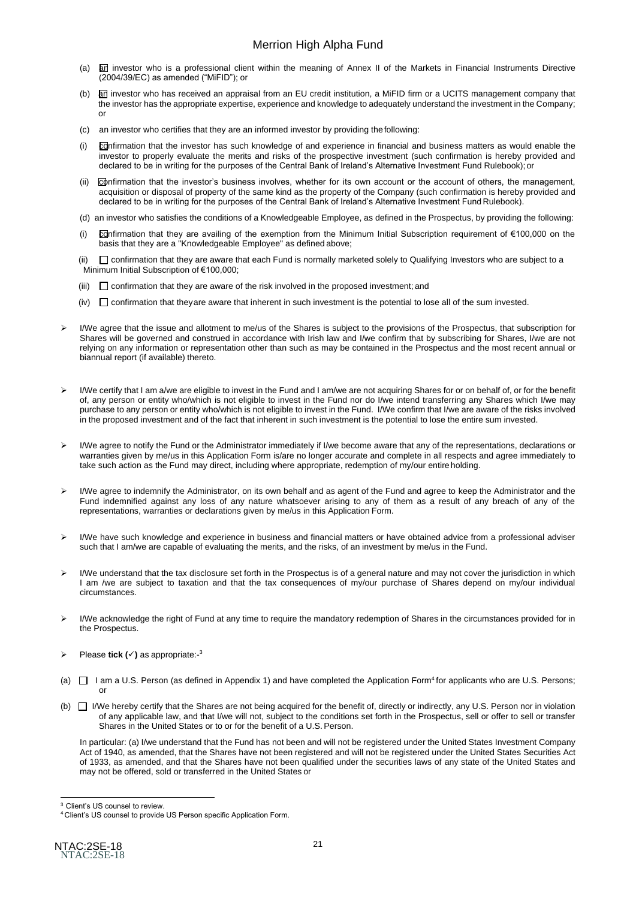(a) an investor who is a professional client within the meaning of Annex II of the Markets in Financial Instruments Directive (2004/39/EC) as amended ("MiFID"); or

(b) an investor who has received an appraisal from an EU credit institution, a MiFID firm or a UCITS management company that the investor has the appropriate expertise, experience and knowledge to adequately understand the investment in the Company; or

(c) an investor who certifies that they are an informed investor by providing the following:

(i) confirmation that the investor has such knowledge of and experience in financial and business matters as would enable the investor to properly evaluate the merits and risks of the prospective investment (such confirmation is hereby provided and declared to be in writing for the purposes of the Central Bank of Ireland's Alternative Investment Fund Rulebook); or

(ii) confirmation that the investor's business involves, whether for its own account or the account of others, the management, acquisition or disposal of property of the same kind as the property of the Company (such confirmation is hereby provided and declared to be in writing for the purposes of the Central Bank of Ireland's Alternative Investment Fund Rulebook).

(d) an investor who satisfies the conditions of a Knowledgeable Employee, as defined in the Prospectus, by providing the following:

(i) ☐ confirmation that they are availing of the exemption from the Minimum Initial Subscription requirement of €100,000 on the basis that they are a "Knowledgeable Employee" as defined above;

(ii) ☐ confirmation that they are aware that each Fund is normally marketed solely to Qualifying Investors who are subject to a Minimum Initial Subscription of €100,000;

(iii) ☐ confirmation that they are aware of the risk involved in the proposed investment; and

(iv) ☐ confirmation that they are aware that inherent in such investment is the potential to lose all of the sum invested.

- I/We agree that the issue and allotment to me/us of the Shares is subject to the provisions of the Prospectus, that subscription for Shares will be governed and construed in accordance with Irish law and I/we confirm that by subscribing for Shares, I/we are not relying on any information or representation other than such as may be contained in the Prospectus and the most recent annual or biannual report (if available) thereto.

- I/We certify that I am a/we are eligible to invest in the Fund and I am/we are not acquiring Shares for or on behalf of, or for the benefit of, any person or entity who/which is not eligible to invest in the Fund nor do I/we intend transferring any Shares which I/we may purchase to any person or entity who/which is not eligible to invest in the Fund. I/We confirm that I/we are aware of the risks involved in the proposed investment and of the fact that inherent in such investment is the potential to lose the entire sum invested.

- I/We agree to notify the Fund or the Administrator immediately if I/we become aware that any of the representations, declarations or warranties given by me/us in this Application Form is/are no longer accurate and complete in all respects and agree immediately to take such action as the Fund may direct, including where appropriate, redemption of my/our entire holding.

- I/We agree to indemnify the Administrator, on its own behalf and as agent of the Fund and agree to keep the Administrator and the Fund indemnified against any loss of any nature whatsoever arising to any of them as a result of any breach of any of the representations, warranties or declarations given by me/us in this Application Form.

- I/We have such knowledge and experience in business and financial matters or have obtained advice from a professional adviser such that I am/we are capable of evaluating the merits, and the risks, of an investment by me/us in the Fund.

- I/We understand that the tax disclosure set forth in the Prospectus is of a general nature and may not cover the jurisdiction in which I am /we are subject to taxation and that the tax consequences of my/our purchase of Shares depend on my/our individual circumstances.

- I/We acknowledge the right of Fund at any time to require the mandatory redemption of Shares in the circumstances provided for in the Prospectus.

- Please **tick (✓)** as appropriate:-[3]

(a) ☐ I am a U.S. Person (as defined in Appendix 1) and have completed the Application Form[4] for applicants who are U.S. Persons; or

(b) ☐ I/We hereby certify that the Shares are not being acquired for the benefit of, directly or indirectly, any U.S. Person nor in violation of any applicable law, and that I/we will not, subject to the conditions set forth in the Prospectus, sell or offer to sell or transfer Shares in the United States or to or for the benefit of a U.S. Person.

In particular: (a) I/we understand that the Fund has not been and will not be registered under the United States Investment Company Act of 1940, as amended, that the Shares have not been registered and will not be registered under the United States Securities Act of 1933, as amended, and that the Shares have not been qualified under the securities laws of any state of the United States and may not be offered, sold or transferred in the United States or

---

[3] Client's US counsel to review.

[4] Client's US counsel to provide US Person specific Application Form.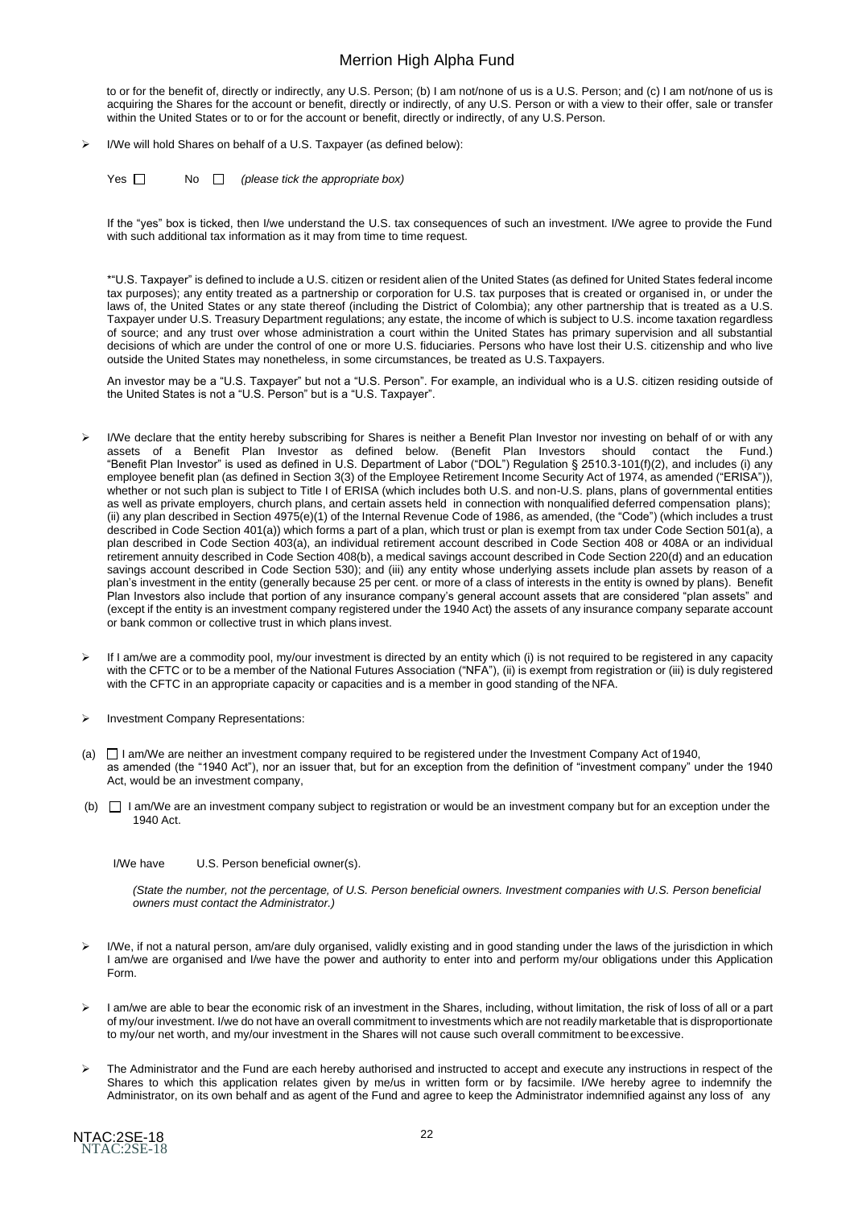to or for the benefit of, directly or indirectly, any U.S. Person; (b) I am not/none of us is a U.S. Person; and (c) I am not/none of us is acquiring the Shares for the account or benefit, directly or indirectly, of any U.S. Person or with a view to their offer, sale or transfer within the United States or to or for the account or benefit, directly or indirectly, of any U.S. Person.

- I/We will hold Shares on behalf of a U.S. Taxpayer (as defined below):

  Yes ☐ No ☐ *(please tick the appropriate box)*

  If the "yes" box is ticked, then I/we understand the U.S. tax consequences of such an investment. I/We agree to provide the Fund with such additional tax information as it may from time to time request.

  *"U.S. Taxpayer" is defined to include a U.S. citizen or resident alien of the United States (as defined for United States federal income tax purposes); any entity treated as a partnership or corporation for U.S. tax purposes that is created or organised in, or under the laws of, the United States or any state thereof (including the District of Colombia); any other partnership that is treated as a U.S. Taxpayer under U.S. Treasury Department regulations; any estate, the income of which is subject to U.S. income taxation regardless of source; and any trust over whose administration a court within the United States has primary supervision and all substantial decisions of which are under the control of one or more U.S. fiduciaries. Persons who have lost their U.S. citizenship and who live outside the United States may nonetheless, in some circumstances, be treated as U.S. Taxpayers.

  An investor may be a "U.S. Taxpayer" but not a "U.S. Person". For example, an individual who is a U.S. citizen residing outside of the United States is not a "U.S. Person" but is a "U.S. Taxpayer".

- I/We declare that the entity hereby subscribing for Shares is neither a Benefit Plan Investor nor investing on behalf of or with any assets of a Benefit Plan Investor as defined below. (Benefit Plan Investors should contact the Fund.) "Benefit Plan Investor" is used as defined in U.S. Department of Labor ("DOL") Regulation § 2510.3-101(f)(2), and includes (i) any employee benefit plan (as defined in Section 3(3) of the Employee Retirement Income Security Act of 1974, as amended ("ERISA")), whether or not such plan is subject to Title I of ERISA (which includes both U.S. and non-U.S. plans, plans of governmental entities as well as private employers, church plans, and certain assets held in connection with nonqualified deferred compensation plans); (ii) any plan described in Section 4975(e)(1) of the Internal Revenue Code of 1986, as amended, (the "Code") (which includes a trust described in Code Section 401(a)) which forms a part of a plan, which trust or plan is exempt from tax under Code Section 501(a), a plan described in Code Section 403(a), an individual retirement account described in Code Section 408 or 408A or an individual retirement annuity described in Code Section 408(b), a medical savings account described in Code Section 220(d) and an education savings account described in Code Section 530); and (iii) any entity whose underlying assets include plan assets by reason of a plan's investment in the entity (generally because 25 per cent. or more of a class of interests in the entity is owned by plans). Benefit Plan Investors also include that portion of any insurance company's general account assets that are considered "plan assets" and (except if the entity is an investment company registered under the 1940 Act) the assets of any insurance company separate account or bank common or collective trust in which plans invest.

- If I am/we are a commodity pool, my/our investment is directed by an entity which (i) is not required to be registered in any capacity with the CFTC or to be a member of the National Futures Association ("NFA"), (ii) is exempt from registration or (iii) is duly registered with the CFTC in an appropriate capacity or capacities and is a member in good standing of the NFA.

- Investment Company Representations:

(a) ☐ I am/We are neither an investment company required to be registered under the Investment Company Act of 1940, as amended (the "1940 Act"), nor an issuer that, but for an exception from the definition of "investment company" under the 1940 Act, would be an investment company,

(b) ☐ I am/We are an investment company subject to registration or would be an investment company but for an exception under the 1940 Act.

I/We have U.S. Person beneficial owner(s).

*(State the number, not the percentage, of U.S. Person beneficial owners. Investment companies with U.S. Person beneficial owners must contact the Administrator.)*

- I/We, if not a natural person, am/are duly organised, validly existing and in good standing under the laws of the jurisdiction in which I am/we are organised and I/we have the power and authority to enter into and perform my/our obligations under this Application Form.

- I am/we are able to bear the economic risk of an investment in the Shares, including, without limitation, the risk of loss of all or a part of my/our investment. I/we do not have an overall commitment to investments which are not readily marketable that is disproportionate to my/our net worth, and my/our investment in the Shares will not cause such overall commitment to be excessive.

- The Administrator and the Fund are each hereby authorised and instructed to accept and execute any instructions in respect of the Shares to which this application relates given by me/us in written form or by facsimile. I/We hereby agree to indemnify the Administrator, on its own behalf and as agent of the Fund and agree to keep the Administrator indemnified against any loss of any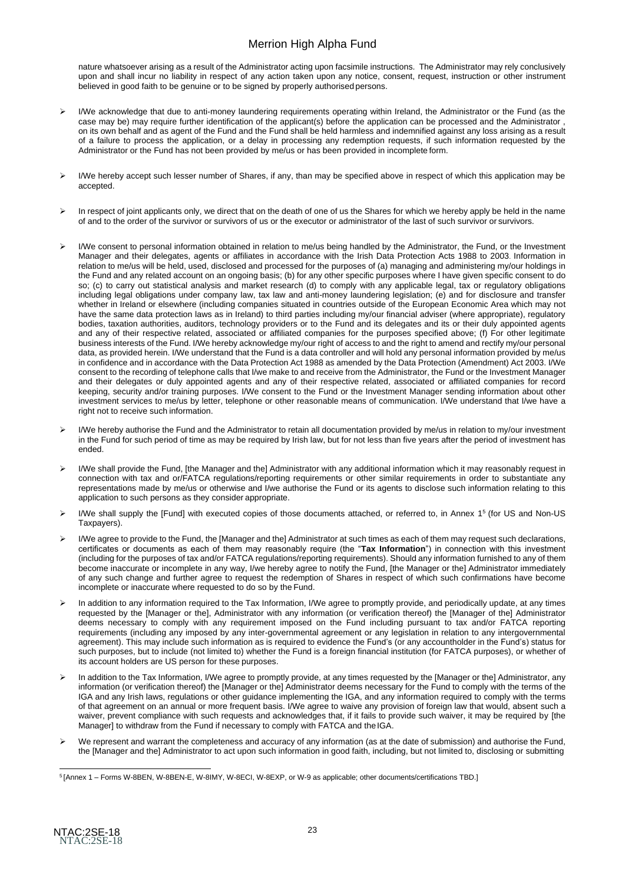nature whatsoever arising as a result of the Administrator acting upon facsimile instructions. The Administrator may rely conclusively upon and shall incur no liability in respect of any action taken upon any notice, consent, request, instruction or other instrument believed in good faith to be genuine or to be signed by properly authorised persons.

- I/We acknowledge that due to anti-money laundering requirements operating within Ireland, the Administrator or the Fund (as the case may be) may require further identification of the applicant(s) before the application can be processed and the Administrator , on its own behalf and as agent of the Fund and the Fund shall be held harmless and indemnified against any loss arising as a result of a failure to process the application, or a delay in processing any redemption requests, if such information requested by the Administrator or the Fund has not been provided by me/us or has been provided in incomplete form.

- I/We hereby accept such lesser number of Shares, if any, than may be specified above in respect of which this application may be accepted.

- In respect of joint applicants only, we direct that on the death of one of us the Shares for which we hereby apply be held in the name of and to the order of the survivor or survivors of us or the executor or administrator of the last of such survivor or survivors.

- I/We consent to personal information obtained in relation to me/us being handled by the Administrator, the Fund, or the Investment Manager and their delegates, agents or affiliates in accordance with the Irish Data Protection Acts 1988 to 2003. Information in relation to me/us will be held, used, disclosed and processed for the purposes of (a) managing and administering my/our holdings in the Fund and any related account on an ongoing basis; (b) for any other specific purposes where I have given specific consent to do so; (c) to carry out statistical analysis and market research (d) to comply with any applicable legal, tax or regulatory obligations including legal obligations under company law, tax law and anti-money laundering legislation; (e) and for disclosure and transfer whether in Ireland or elsewhere (including companies situated in countries outside of the European Economic Area which may not have the same data protection laws as in Ireland) to third parties including my/our financial adviser (where appropriate), regulatory bodies, taxation authorities, auditors, technology providers or to the Fund and its delegates and its or their duly appointed agents and any of their respective related, associated or affiliated companies for the purposes specified above; (f) For other legitimate business interests of the Fund. I/We hereby acknowledge my/our right of access to and the right to amend and rectify my/our personal data, as provided herein. I/We understand that the Fund is a data controller and will hold any personal information provided by me/us in confidence and in accordance with the Data Protection Act 1988 as amended by the Data Protection (Amendment) Act 2003. I/We consent to the recording of telephone calls that I/we make to and receive from the Administrator, the Fund or the Investment Manager and their delegates or duly appointed agents and any of their respective related, associated or affiliated companies for record keeping, security and/or training purposes. I/We consent to the Fund or the Investment Manager sending information about other investment services to me/us by letter, telephone or other reasonable means of communication. I/We understand that I/we have a right not to receive such information.

- I/We hereby authorise the Fund and the Administrator to retain all documentation provided by me/us in relation to my/our investment in the Fund for such period of time as may be required by Irish law, but for not less than five years after the period of investment has ended.

- I/We shall provide the Fund, [the Manager and the] Administrator with any additional information which it may reasonably request in connection with tax and or/FATCA regulations/reporting requirements or other similar requirements in order to substantiate any representations made by me/us or otherwise and I/we authorise the Fund or its agents to disclose such information relating to this application to such persons as they consider appropriate.

- I/We shall supply the [Fund] with executed copies of those documents attached, or referred to, in Annex 1[5] (for US and Non-US Taxpayers).

- I/We agree to provide to the Fund, the [Manager and the] Administrator at such times as each of them may request such declarations, certificates or documents as each of them may reasonably require (the "**Tax Information**") in connection with this investment (including for the purposes of tax and/or FATCA regulations/reporting requirements). Should any information furnished to any of them become inaccurate or incomplete in any way, I/we hereby agree to notify the Fund, [the Manager or the] Administrator immediately of any such change and further agree to request the redemption of Shares in respect of which such confirmations have become incomplete or inaccurate where requested to do so by the Fund.

- In addition to any information required to the Tax Information, I/We agree to promptly provide, and periodically update, at any times requested by the [Manager or the], Administrator with any information (or verification thereof) the [Manager of the] Administrator deems necessary to comply with any requirement imposed on the Fund including pursuant to tax and/or FATCA reporting requirements (including any imposed by any inter-governmental agreement or any legislation in relation to any intergovernmental agreement). This may include such information as is required to evidence the Fund's (or any accountholder in the Fund's) status for such purposes, but to include (not limited to) whether the Fund is a foreign financial institution (for FATCA purposes), or whether of its account holders are US person for these purposes.

- In addition to the Tax Information, I/We agree to promptly provide, at any times requested by the [Manager or the] Administrator, any information (or verification thereof) the [Manager or the] Administrator deems necessary for the Fund to comply with the terms of the IGA and any Irish laws, regulations or other guidance implementing the IGA, and any information required to comply with the terms of that agreement on an annual or more frequent basis. I/We agree to waive any provision of foreign law that would, absent such a waiver, prevent compliance with such requests and acknowledges that, if it fails to provide such waiver, it may be required by [the Manager] to withdraw from the Fund if necessary to comply with FATCA and the IGA.

- We represent and warrant the completeness and accuracy of any information (as at the date of submission) and authorise the Fund, the [Manager and the] Administrator to act upon such information in good faith, including, but not limited to, disclosing or submitting

[5] [Annex 1 – Forms W-8BEN, W-8BEN-E, W-8IMY, W-8ECI, W-8EXP, or W-9 as applicable; other documents/certifications TBD.]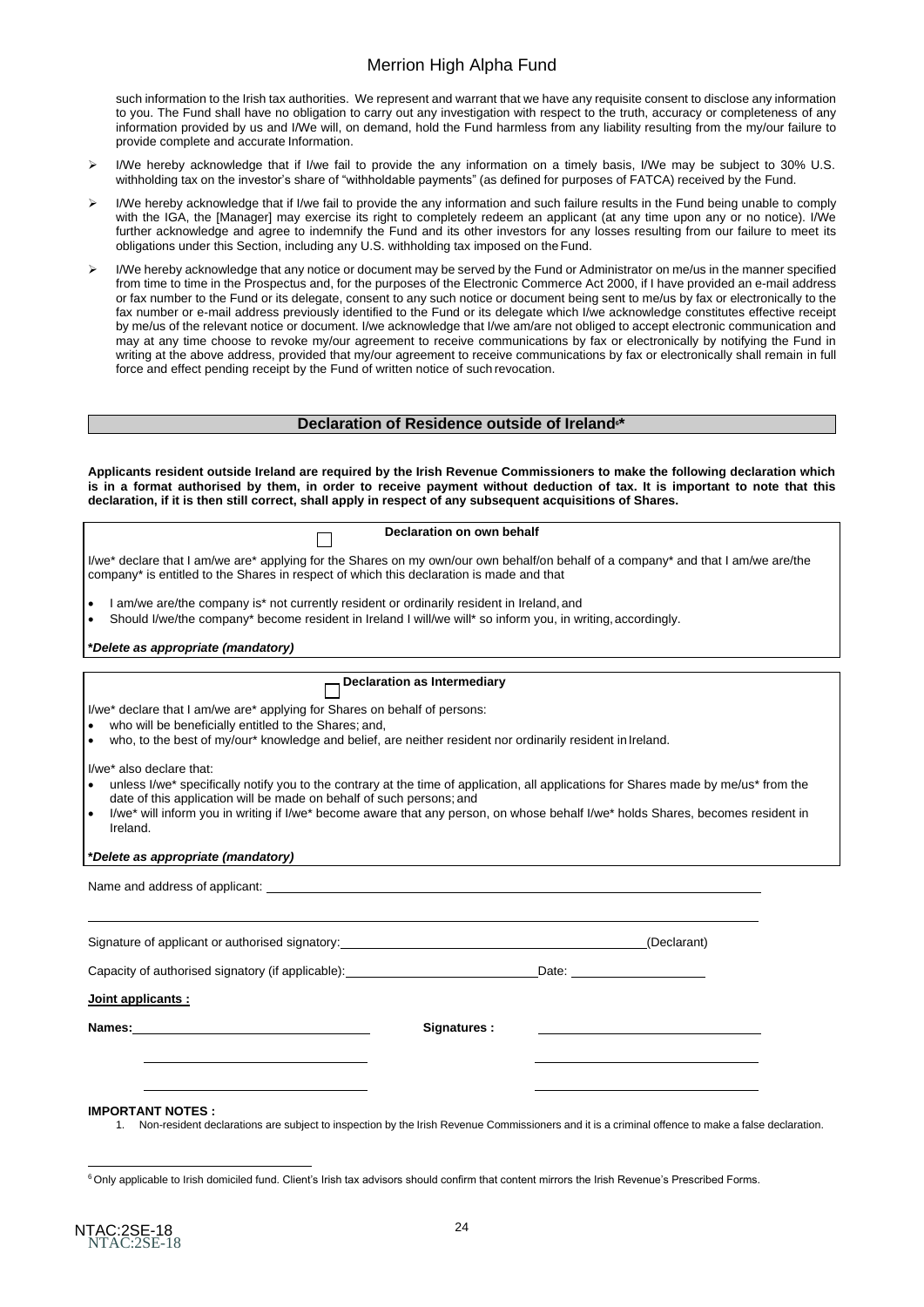such information to the Irish tax authorities. We represent and warrant that we have any requisite consent to disclose any information to you. The Fund shall have no obligation to carry out any investigation with respect to the truth, accuracy or completeness of any information provided by us and I/We will, on demand, hold the Fund harmless from any liability resulting from the my/our failure to provide complete and accurate Information.

- I/We hereby acknowledge that if I/we fail to provide the any information on a timely basis, I/We may be subject to 30% U.S. withholding tax on the investor's share of "withholdable payments" (as defined for purposes of FATCA) received by the Fund.
- I/We hereby acknowledge that if I/we fail to provide the any information and such failure results in the Fund being unable to comply with the IGA, the [Manager] may exercise its right to completely redeem an applicant (at any time upon any or no notice). I/We further acknowledge and agree to indemnify the Fund and its other investors for any losses resulting from our failure to meet its obligations under this Section, including any U.S. withholding tax imposed on the Fund.
- I/We hereby acknowledge that any notice or document may be served by the Fund or Administrator on me/us in the manner specified from time to time in the Prospectus and, for the purposes of the Electronic Commerce Act 2000, if I have provided an e-mail address or fax number to the Fund or its delegate, consent to any such notice or document being sent to me/us by fax or electronically to the fax number or e-mail address previously identified to the Fund or its delegate which I/we acknowledge constitutes effective receipt by me/us of the relevant notice or document. I/we acknowledge that I/we am/are not obliged to accept electronic communication and may at any time choose to revoke my/our agreement to receive communications by fax or electronically by notifying the Fund in writing at the above address, provided that my/our agreement to receive communications by fax or electronically shall remain in full force and effect pending receipt by the Fund of written notice of such revocation.

## Declaration of Residence outside of Ireland[6]*

**Applicants resident outside Ireland are required by the Irish Revenue Commissioners to make the following declaration which is in a format authorised by them, in order to receive payment without deduction of tax. It is important to note that this declaration, if it is then still correct, shall apply in respect of any subsequent acquisitions of Shares.**

☐ **Declaration on own behalf**

I/we* declare that I am/we are* applying for the Shares on my own/our own behalf/on behalf of a company* and that I am/we are/the company* is entitled to the Shares in respect of which this declaration is made and that

- I am/we are/the company is* not currently resident or ordinarily resident in Ireland, and
- Should I/we/the company* become resident in Ireland I will/we will* so inform you, in writing, accordingly.

***Delete as appropriate (mandatory)***

☐ **Declaration as Intermediary**

I/we* declare that I am/we are* applying for Shares on behalf of persons:

- who will be beneficially entitled to the Shares; and,
- who, to the best of my/our* knowledge and belief, are neither resident nor ordinarily resident in Ireland.

I/we* also declare that:

- unless I/we* specifically notify you to the contrary at the time of application, all applications for Shares made by me/us* from the date of this application will be made on behalf of such persons; and
- I/we* will inform you in writing if I/we* become aware that any person, on whose behalf I/we* holds Shares, becomes resident in Ireland.

***Delete as appropriate (mandatory)***

Name and address of applicant: ______________________________________________

______________________________________________

Signature of applicant or authorised signatory: ______________________ (Declarant)

Capacity of authorised signatory (if applicable): ______________________ Date: ______________

**Joint applicants :**

**Names:** ______________________ **Signatures :** ______________________

______________________ ______________________

______________________ ______________________

**IMPORTANT NOTES :**

1. Non-resident declarations are subject to inspection by the Irish Revenue Commissioners and it is a criminal offence to make a false declaration.

[6] Only applicable to Irish domiciled fund. Client's Irish tax advisors should confirm that content mirrors the Irish Revenue's Prescribed Forms.

NTAC:2SE-18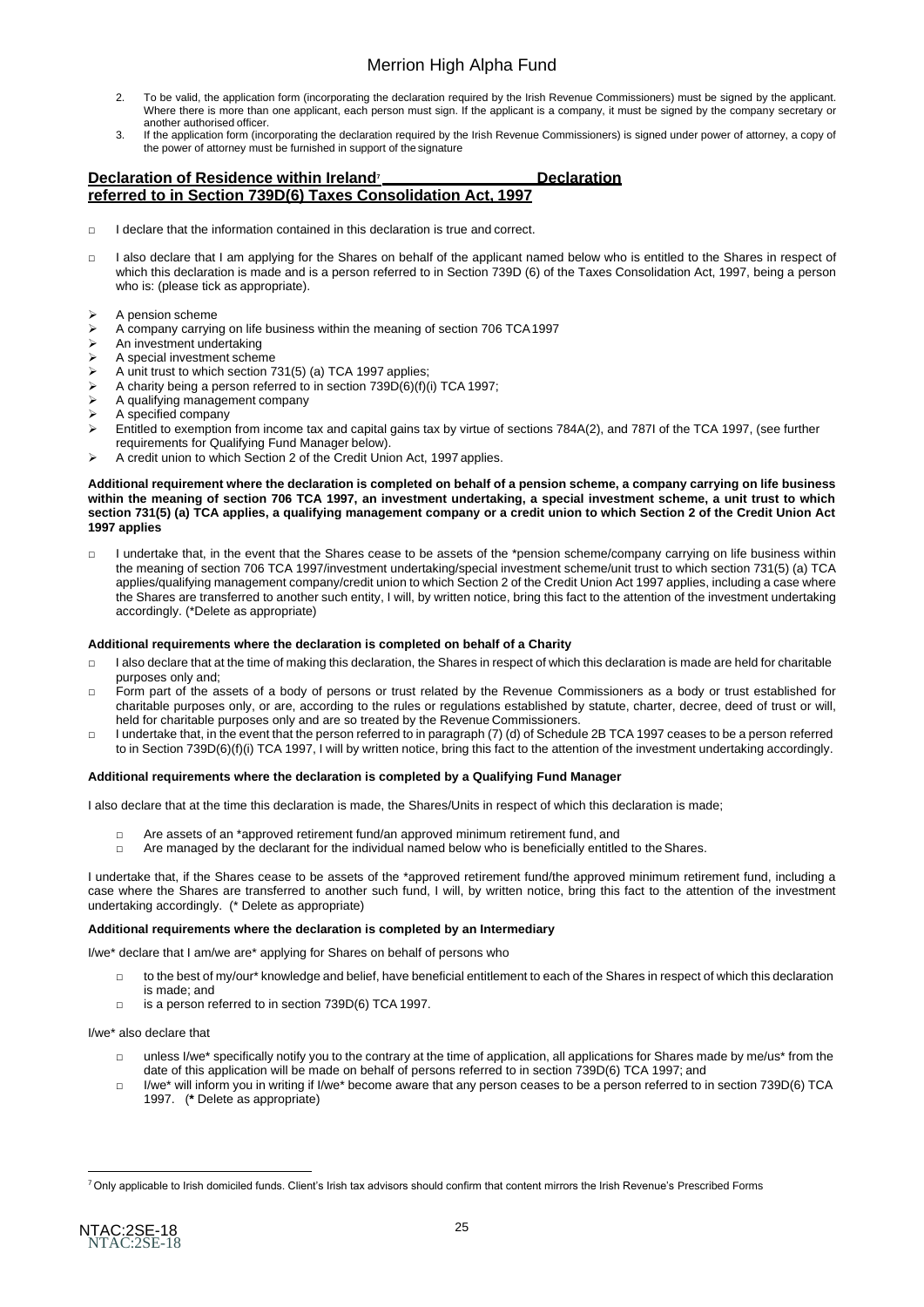2. To be valid, the application form (incorporating the declaration required by the Irish Revenue Commissioners) must be signed by the applicant. Where there is more than one applicant, each person must sign. If the applicant is a company, it must be signed by the company secretary or another authorised officer.
3. If the application form (incorporating the declaration required by the Irish Revenue Commissioners) is signed under power of attorney, a copy of the power of attorney must be furnished in support of the signature

## Declaration of Residence within Ireland[7] Declaration referred to in Section 739D(6) Taxes Consolidation Act, 1997

- □ I declare that the information contained in this declaration is true and correct.
- □ I also declare that I am applying for the Shares on behalf of the applicant named below who is entitled to the Shares in respect of which this declaration is made and is a person referred to in Section 739D (6) of the Taxes Consolidation Act, 1997, being a person who is: (please tick as appropriate).

- A pension scheme
- A company carrying on life business within the meaning of section 706 TCA 1997
- An investment undertaking
- A special investment scheme
- A unit trust to which section 731(5) (a) TCA 1997 applies;
- A charity being a person referred to in section 739D(6)(f)(i) TCA 1997;
- A qualifying management company
- A specified company
- Entitled to exemption from income tax and capital gains tax by virtue of sections 784A(2), and 787I of the TCA 1997, (see further requirements for Qualifying Fund Manager below).
- A credit union to which Section 2 of the Credit Union Act, 1997 applies.

**Additional requirement where the declaration is completed on behalf of a pension scheme, a company carrying on life business within the meaning of section 706 TCA 1997, an investment undertaking, a special investment scheme, a unit trust to which section 731(5) (a) TCA applies, a qualifying management company or a credit union to which Section 2 of the Credit Union Act 1997 applies**

- □ I undertake that, in the event that the Shares cease to be assets of the *pension scheme/company carrying on life business within the meaning of section 706 TCA 1997/investment undertaking/special investment scheme/unit trust to which section 731(5) (a) TCA applies/qualifying management company/credit union to which Section 2 of the Credit Union Act 1997 applies, including a case where the Shares are transferred to another such entity, I will, by written notice, bring this fact to the attention of the investment undertaking accordingly. (*Delete as appropriate)

**Additional requirements where the declaration is completed on behalf of a Charity**

- □ I also declare that at the time of making this declaration, the Shares in respect of which this declaration is made are held for charitable purposes only and;
- □ Form part of the assets of a body of persons or trust related by the Revenue Commissioners as a body or trust established for charitable purposes only, or are, according to the rules or regulations established by statute, charter, decree, deed of trust or will, held for charitable purposes only and are so treated by the Revenue Commissioners.
- □ I undertake that, in the event that the person referred to in paragraph (7) (d) of Schedule 2B TCA 1997 ceases to be a person referred to in Section 739D(6)(f)(i) TCA 1997, I will by written notice, bring this fact to the attention of the investment undertaking accordingly.

**Additional requirements where the declaration is completed by a Qualifying Fund Manager**

I also declare that at the time this declaration is made, the Shares/Units in respect of which this declaration is made;

- □ Are assets of an *approved retirement fund/an approved minimum retirement fund, and
- □ Are managed by the declarant for the individual named below who is beneficially entitled to the Shares.

I undertake that, if the Shares cease to be assets of the *approved retirement fund/the approved minimum retirement fund, including a case where the Shares are transferred to another such fund, I will, by written notice, bring this fact to the attention of the investment undertaking accordingly. (* Delete as appropriate)

**Additional requirements where the declaration is completed by an Intermediary**

I/we* declare that I am/we are* applying for Shares on behalf of persons who

- □ to the best of my/our* knowledge and belief, have beneficial entitlement to each of the Shares in respect of which this declaration is made; and
- □ is a person referred to in section 739D(6) TCA 1997.

I/we* also declare that

- □ unless I/we* specifically notify you to the contrary at the time of application, all applications for Shares made by me/us* from the date of this application will be made on behalf of persons referred to in section 739D(6) TCA 1997; and
- □ I/we* will inform you in writing if I/we* become aware that any person ceases to be a person referred to in section 739D(6) TCA 1997. (**\*** Delete as appropriate)

---

[7] Only applicable to Irish domiciled funds. Client's Irish tax advisors should confirm that content mirrors the Irish Revenue's Prescribed Forms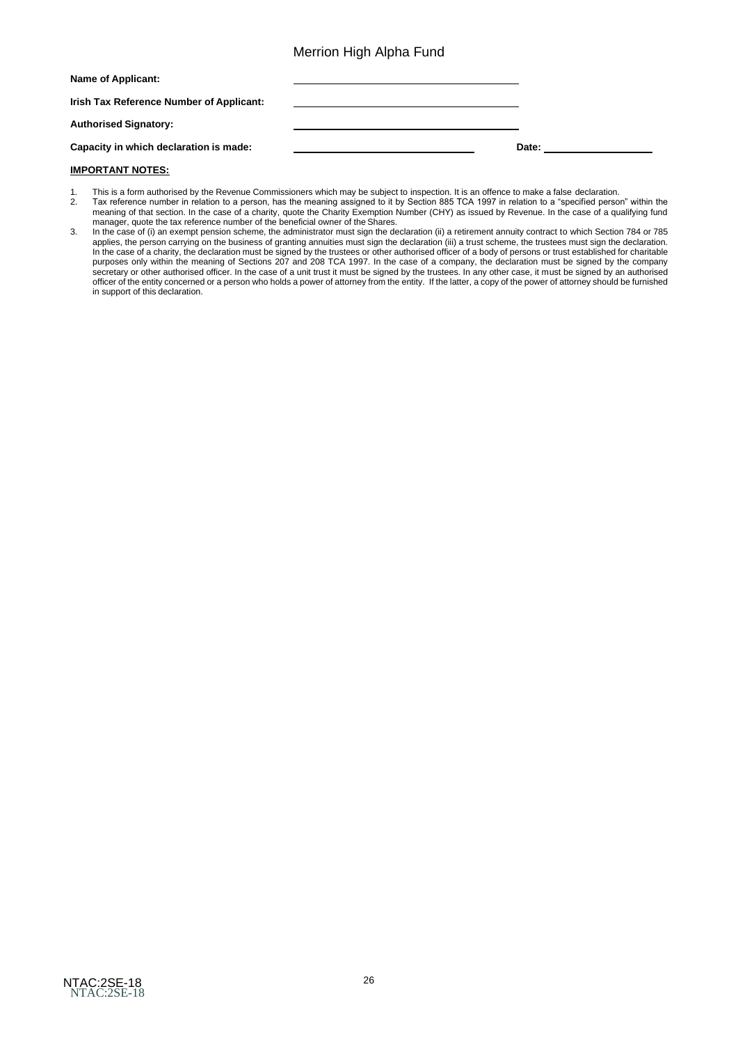Merrion High Alpha Fund

**Name of Applicant:** ______________________________

**Irish Tax Reference Number of Applicant:** ______________________________

**Authorised Signatory:** ______________________________

**Capacity in which declaration is made:** ______________________________ **Date:** ________________

**IMPORTANT NOTES:**

1. This is a form authorised by the Revenue Commissioners which may be subject to inspection. It is an offence to make a false declaration.
2. Tax reference number in relation to a person, has the meaning assigned to it by Section 885 TCA 1997 in relation to a "specified person" within the meaning of that section. In the case of a charity, quote the Charity Exemption Number (CHY) as issued by Revenue. In the case of a qualifying fund manager, quote the tax reference number of the beneficial owner of the Shares.
3. In the case of (i) an exempt pension scheme, the administrator must sign the declaration (ii) a retirement annuity contract to which Section 784 or 785 applies, the person carrying on the business of granting annuities must sign the declaration (iii) a trust scheme, the trustees must sign the declaration. In the case of a charity, the declaration must be signed by the trustees or other authorised officer of a body of persons or trust established for charitable purposes only within the meaning of Sections 207 and 208 TCA 1997. In the case of a company, the declaration must be signed by the company secretary or other authorised officer. In the case of a unit trust it must be signed by the trustees. In any other case, it must be signed by an authorised officer of the entity concerned or a person who holds a power of attorney from the entity. If the latter, a copy of the power of attorney should be furnished in support of this declaration.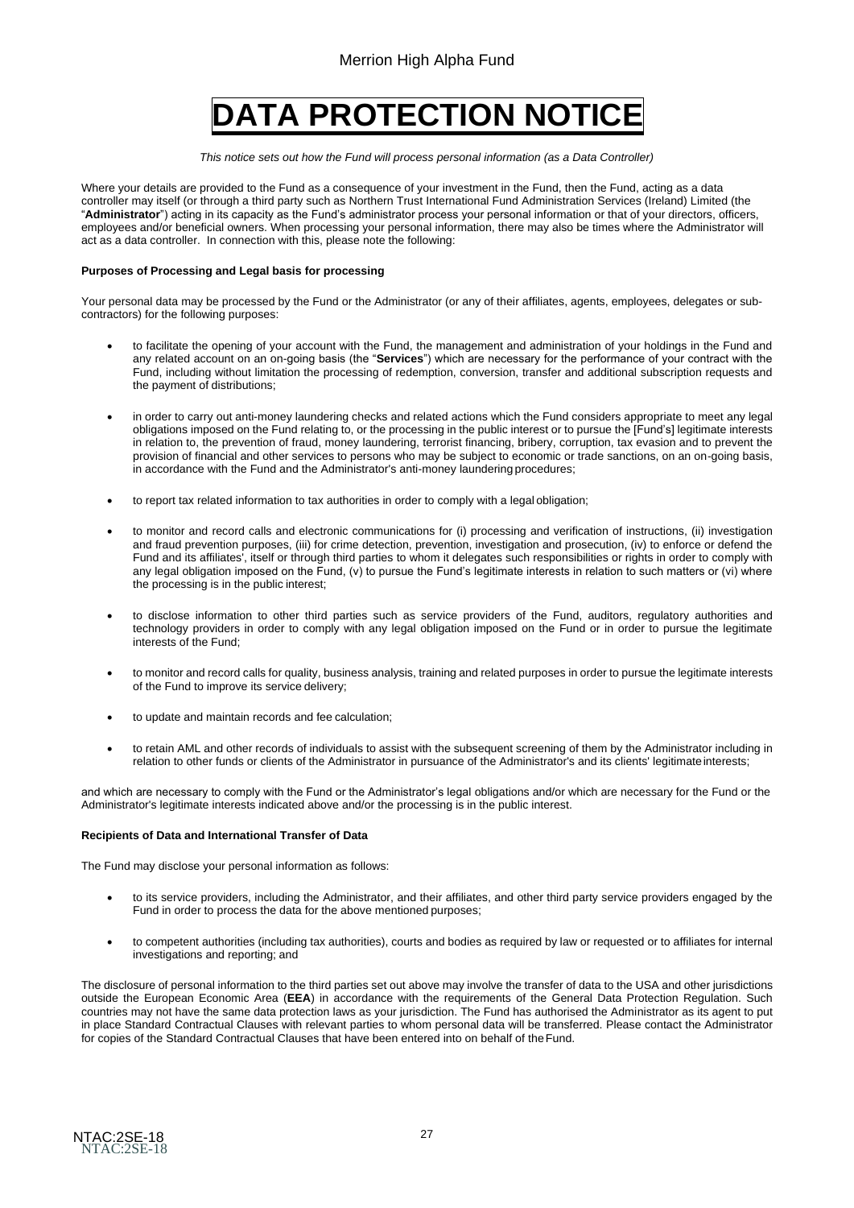# DATA PROTECTION NOTICE

*This notice sets out how the Fund will process personal information (as a Data Controller)*

Where your details are provided to the Fund as a consequence of your investment in the Fund, then the Fund, acting as a data controller may itself (or through a third party such as Northern Trust International Fund Administration Services (Ireland) Limited (the "**Administrator**") acting in its capacity as the Fund's administrator process your personal information or that of your directors, officers, employees and/or beneficial owners. When processing your personal information, there may also be times where the Administrator will act as a data controller. In connection with this, please note the following:

**Purposes of Processing and Legal basis for processing**

Your personal data may be processed by the Fund or the Administrator (or any of their affiliates, agents, employees, delegates or sub-contractors) for the following purposes:

- to facilitate the opening of your account with the Fund, the management and administration of your holdings in the Fund and any related account on an on-going basis (the "**Services**") which are necessary for the performance of your contract with the Fund, including without limitation the processing of redemption, conversion, transfer and additional subscription requests and the payment of distributions;

- in order to carry out anti-money laundering checks and related actions which the Fund considers appropriate to meet any legal obligations imposed on the Fund relating to, or the processing in the public interest or to pursue the [Fund's] legitimate interests in relation to, the prevention of fraud, money laundering, terrorist financing, bribery, corruption, tax evasion and to prevent the provision of financial and other services to persons who may be subject to economic or trade sanctions, on an on-going basis, in accordance with the Fund and the Administrator's anti-money laundering procedures;

- to report tax related information to tax authorities in order to comply with a legal obligation;

- to monitor and record calls and electronic communications for (i) processing and verification of instructions, (ii) investigation and fraud prevention purposes, (iii) for crime detection, prevention, investigation and prosecution, (iv) to enforce or defend the Fund and its affiliates', itself or through third parties to whom it delegates such responsibilities or rights in order to comply with any legal obligation imposed on the Fund, (v) to pursue the Fund's legitimate interests in relation to such matters or (vi) where the processing is in the public interest;

- to disclose information to other third parties such as service providers of the Fund, auditors, regulatory authorities and technology providers in order to comply with any legal obligation imposed on the Fund or in order to pursue the legitimate interests of the Fund;

- to monitor and record calls for quality, business analysis, training and related purposes in order to pursue the legitimate interests of the Fund to improve its service delivery;

- to update and maintain records and fee calculation;

- to retain AML and other records of individuals to assist with the subsequent screening of them by the Administrator including in relation to other funds or clients of the Administrator in pursuance of the Administrator's and its clients' legitimate interests;

and which are necessary to comply with the Fund or the Administrator's legal obligations and/or which are necessary for the Fund or the Administrator's legitimate interests indicated above and/or the processing is in the public interest.

**Recipients of Data and International Transfer of Data**

The Fund may disclose your personal information as follows:

- to its service providers, including the Administrator, and their affiliates, and other third party service providers engaged by the Fund in order to process the data for the above mentioned purposes;

- to competent authorities (including tax authorities), courts and bodies as required by law or requested or to affiliates for internal investigations and reporting; and

The disclosure of personal information to the third parties set out above may involve the transfer of data to the USA and other jurisdictions outside the European Economic Area (**EEA**) in accordance with the requirements of the General Data Protection Regulation. Such countries may not have the same data protection laws as your jurisdiction. The Fund has authorised the Administrator as its agent to put in place Standard Contractual Clauses with relevant parties to whom personal data will be transferred. Please contact the Administrator for copies of the Standard Contractual Clauses that have been entered into on behalf of the Fund.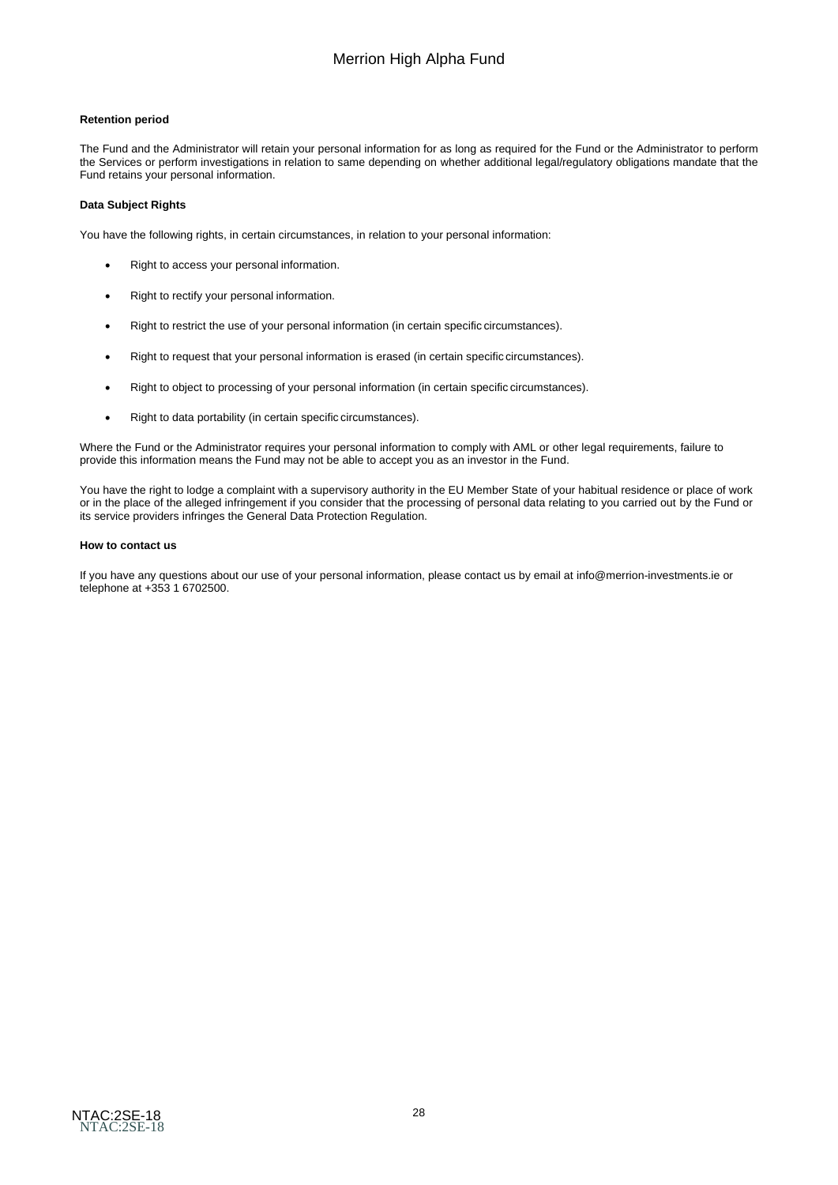**Retention period**

The Fund and the Administrator will retain your personal information for as long as required for the Fund or the Administrator to perform the Services or perform investigations in relation to same depending on whether additional legal/regulatory obligations mandate that the Fund retains your personal information.

**Data Subject Rights**

You have the following rights, in certain circumstances, in relation to your personal information:

- Right to access your personal information.
- Right to rectify your personal information.
- Right to restrict the use of your personal information (in certain specific circumstances).
- Right to request that your personal information is erased (in certain specific circumstances).
- Right to object to processing of your personal information (in certain specific circumstances).
- Right to data portability (in certain specific circumstances).

Where the Fund or the Administrator requires your personal information to comply with AML or other legal requirements, failure to provide this information means the Fund may not be able to accept you as an investor in the Fund.

You have the right to lodge a complaint with a supervisory authority in the EU Member State of your habitual residence or place of work or in the place of the alleged infringement if you consider that the processing of personal data relating to you carried out by the Fund or its service providers infringes the General Data Protection Regulation.

**How to contact us**

If you have any questions about our use of your personal information, please contact us by email at info@merrion-investments.ie or telephone at +353 1 6702500.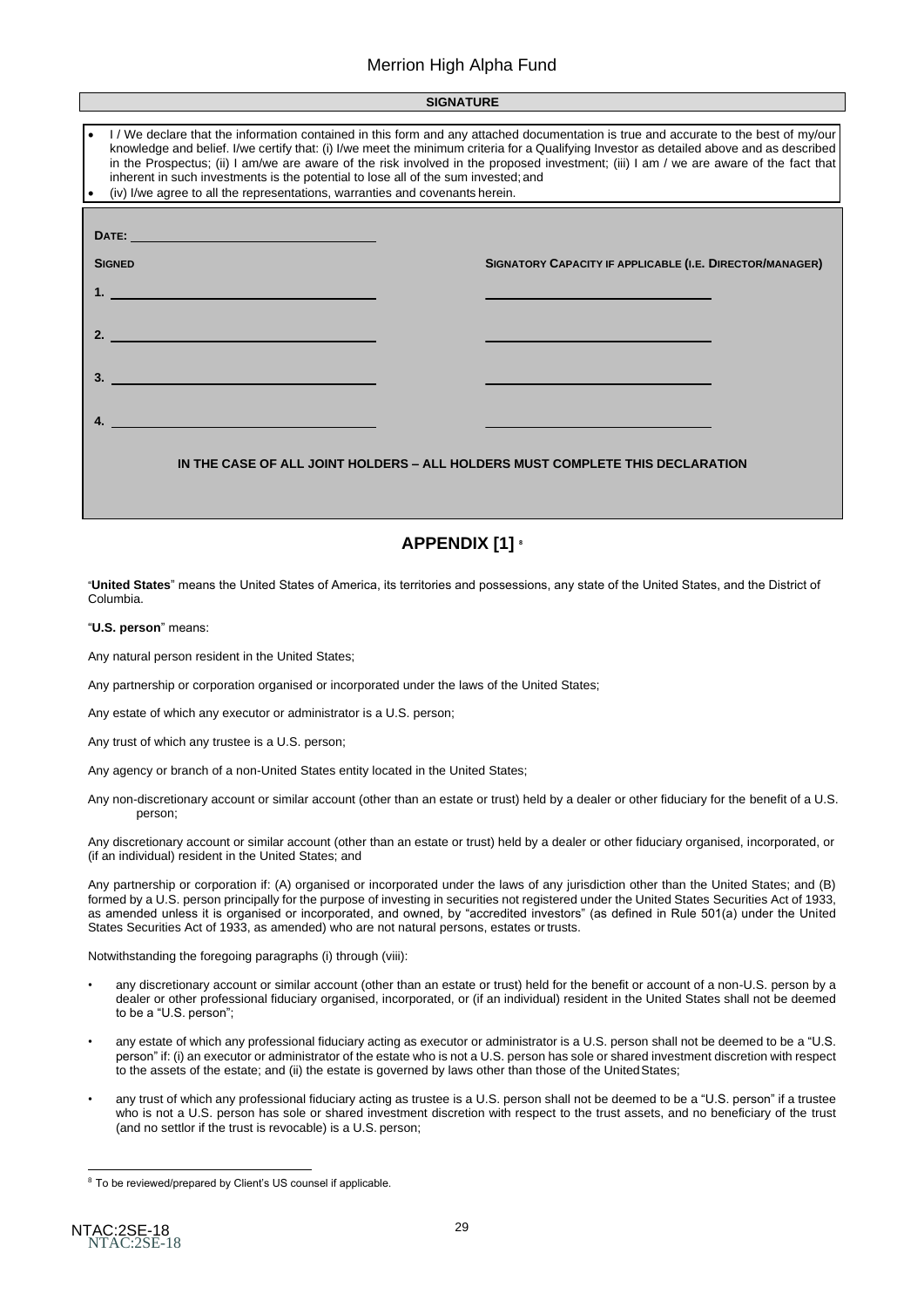## SIGNATURE

- I / We declare that the information contained in this form and any attached documentation is true and accurate to the best of my/our knowledge and belief. I/we certify that: (i) I/we meet the minimum criteria for a Qualifying Investor as detailed above and as described in the Prospectus; (ii) I am/we are aware of the risk involved in the proposed investment; (iii) I am / we are aware of the fact that inherent in such investments is the potential to lose all of the sum invested; and
- (iv) I/we agree to all the representations, warranties and covenants herein.

**DATE:** ______________________________

| **SIGNED** | **SIGNATORY CAPACITY IF APPLICABLE (I.E. DIRECTOR/MANAGER)** |
|---|---|
| 1. ______________________________ | ______________________________ |
| 2. ______________________________ | ______________________________ |
| 3. ______________________________ | ______________________________ |
| 4. ______________________________ | ______________________________ |

**IN THE CASE OF ALL JOINT HOLDERS – ALL HOLDERS MUST COMPLETE THIS DECLARATION**

## APPENDIX [1] [8]

"**United States**" means the United States of America, its territories and possessions, any state of the United States, and the District of Columbia.

"**U.S. person**" means:

Any natural person resident in the United States;

Any partnership or corporation organised or incorporated under the laws of the United States;

Any estate of which any executor or administrator is a U.S. person;

Any trust of which any trustee is a U.S. person;

Any agency or branch of a non-United States entity located in the United States;

Any non-discretionary account or similar account (other than an estate or trust) held by a dealer or other fiduciary for the benefit of a U.S. person;

Any discretionary account or similar account (other than an estate or trust) held by a dealer or other fiduciary organised, incorporated, or (if an individual) resident in the United States; and

Any partnership or corporation if: (A) organised or incorporated under the laws of any jurisdiction other than the United States; and (B) formed by a U.S. person principally for the purpose of investing in securities not registered under the United States Securities Act of 1933, as amended unless it is organised or incorporated, and owned, by "accredited investors" (as defined in Rule 501(a) under the United States Securities Act of 1933, as amended) who are not natural persons, estates or trusts.

Notwithstanding the foregoing paragraphs (i) through (viii):

- any discretionary account or similar account (other than an estate or trust) held for the benefit or account of a non-U.S. person by a dealer or other professional fiduciary organised, incorporated, or (if an individual) resident in the United States shall not be deemed to be a "U.S. person";
- any estate of which any professional fiduciary acting as executor or administrator is a U.S. person shall not be deemed to be a "U.S. person" if: (i) an executor or administrator of the estate who is not a U.S. person has sole or shared investment discretion with respect to the assets of the estate; and (ii) the estate is governed by laws other than those of the United States;
- any trust of which any professional fiduciary acting as trustee is a U.S. person shall not be deemed to be a "U.S. person" if a trustee who is not a U.S. person has sole or shared investment discretion with respect to the trust assets, and no beneficiary of the trust (and no settlor if the trust is revocable) is a U.S. person;

[8] To be reviewed/prepared by Client's US counsel if applicable.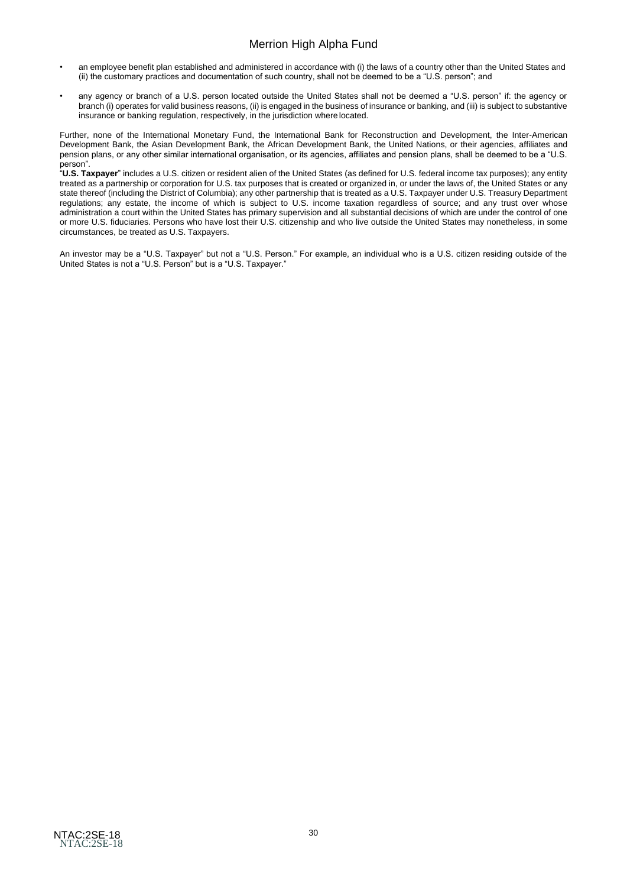- an employee benefit plan established and administered in accordance with (i) the laws of a country other than the United States and (ii) the customary practices and documentation of such country, shall not be deemed to be a "U.S. person"; and

- any agency or branch of a U.S. person located outside the United States shall not be deemed a "U.S. person" if: the agency or branch (i) operates for valid business reasons, (ii) is engaged in the business of insurance or banking, and (iii) is subject to substantive insurance or banking regulation, respectively, in the jurisdiction where located.

Further, none of the International Monetary Fund, the International Bank for Reconstruction and Development, the Inter-American Development Bank, the Asian Development Bank, the African Development Bank, the United Nations, or their agencies, affiliates and pension plans, or any other similar international organisation, or its agencies, affiliates and pension plans, shall be deemed to be a "U.S. person".

"**U.S. Taxpayer**" includes a U.S. citizen or resident alien of the United States (as defined for U.S. federal income tax purposes); any entity treated as a partnership or corporation for U.S. tax purposes that is created or organized in, or under the laws of, the United States or any state thereof (including the District of Columbia); any other partnership that is treated as a U.S. Taxpayer under U.S. Treasury Department regulations; any estate, the income of which is subject to U.S. income taxation regardless of source; and any trust over whose administration a court within the United States has primary supervision and all substantial decisions of which are under the control of one or more U.S. fiduciaries. Persons who have lost their U.S. citizenship and who live outside the United States may nonetheless, in some circumstances, be treated as U.S. Taxpayers.

An investor may be a "U.S. Taxpayer" but not a "U.S. Person." For example, an individual who is a U.S. citizen residing outside of the United States is not a "U.S. Person" but is a "U.S. Taxpayer."